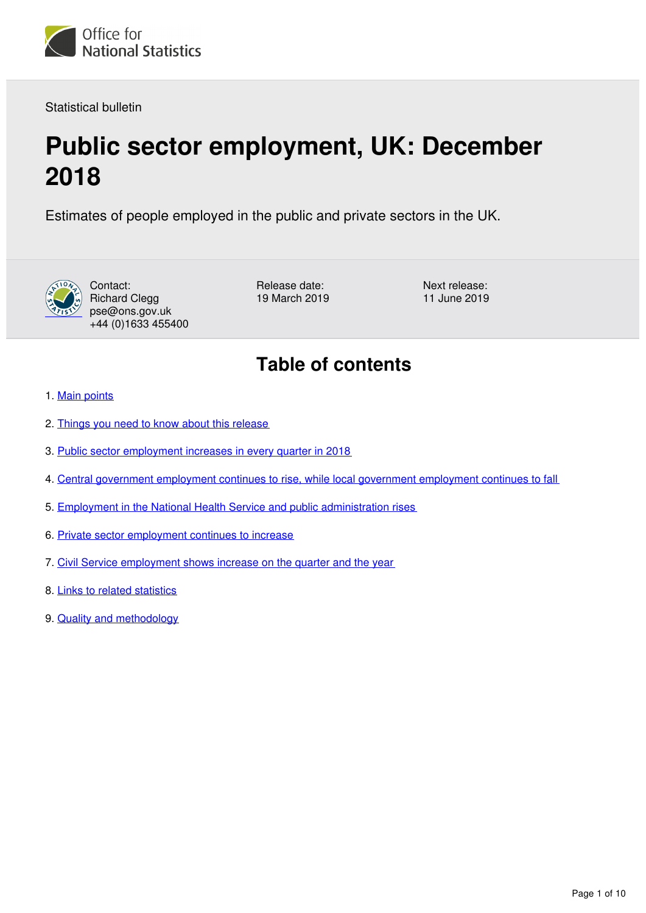Office for National Statistics

Statistical bulletin

# Public sector employment, UK: December 2018

Estimates of people employed in the public and private sectors in the UK.

Contact:
Richard Clegg
pse@ons.gov.uk
+44 (0)1633 455400

Release date:
19 March 2019

Next release:
11 June 2019

## Table of contents

1. Main points
2. Things you need to know about this release
3. Public sector employment increases in every quarter in 2018
4. Central government employment continues to rise, while local government employment continues to fall
5. Employment in the National Health Service and public administration rises
6. Private sector employment continues to increase
7. Civil Service employment shows increase on the quarter and the year
8. Links to related statistics
9. Quality and methodology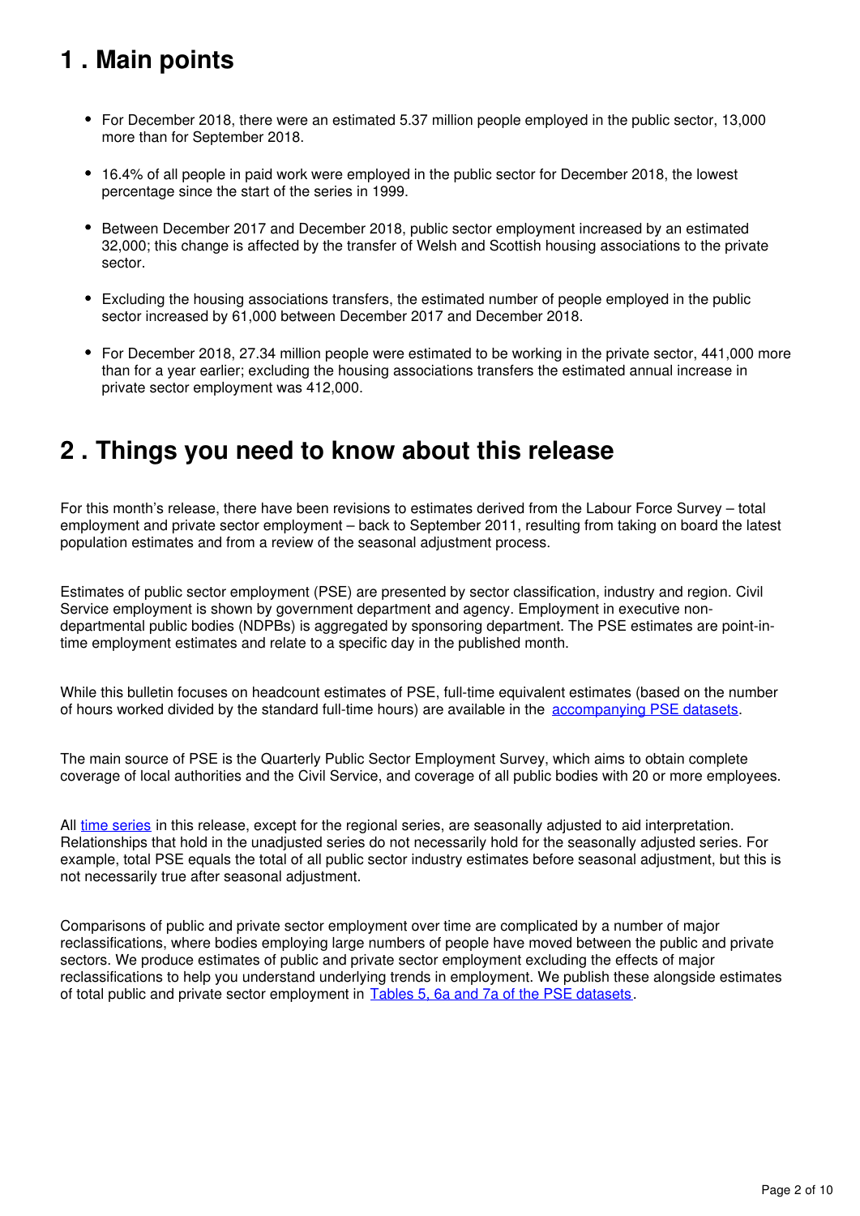## 1 . Main points

- For December 2018, there were an estimated 5.37 million people employed in the public sector, 13,000 more than for September 2018.
- 16.4% of all people in paid work were employed in the public sector for December 2018, the lowest percentage since the start of the series in 1999.
- Between December 2017 and December 2018, public sector employment increased by an estimated 32,000; this change is affected by the transfer of Welsh and Scottish housing associations to the private sector.
- Excluding the housing associations transfers, the estimated number of people employed in the public sector increased by 61,000 between December 2017 and December 2018.
- For December 2018, 27.34 million people were estimated to be working in the private sector, 441,000 more than for a year earlier; excluding the housing associations transfers the estimated annual increase in private sector employment was 412,000.

## 2 . Things you need to know about this release

For this month's release, there have been revisions to estimates derived from the Labour Force Survey – total employment and private sector employment – back to September 2011, resulting from taking on board the latest population estimates and from a review of the seasonal adjustment process.

Estimates of public sector employment (PSE) are presented by sector classification, industry and region. Civil Service employment is shown by government department and agency. Employment in executive non-departmental public bodies (NDPBs) is aggregated by sponsoring department. The PSE estimates are point-in-time employment estimates and relate to a specific day in the published month.

While this bulletin focuses on headcount estimates of PSE, full-time equivalent estimates (based on the number of hours worked divided by the standard full-time hours) are available in the [accompanying PSE datasets](#).

The main source of PSE is the Quarterly Public Sector Employment Survey, which aims to obtain complete coverage of local authorities and the Civil Service, and coverage of all public bodies with 20 or more employees.

All [time series](#) in this release, except for the regional series, are seasonally adjusted to aid interpretation. Relationships that hold in the unadjusted series do not necessarily hold for the seasonally adjusted series. For example, total PSE equals the total of all public sector industry estimates before seasonal adjustment, but this is not necessarily true after seasonal adjustment.

Comparisons of public and private sector employment over time are complicated by a number of major reclassifications, where bodies employing large numbers of people have moved between the public and private sectors. We produce estimates of public and private sector employment excluding the effects of major reclassifications to help you understand underlying trends in employment. We publish these alongside estimates of total public and private sector employment in [Tables 5, 6a and 7a of the PSE datasets](#).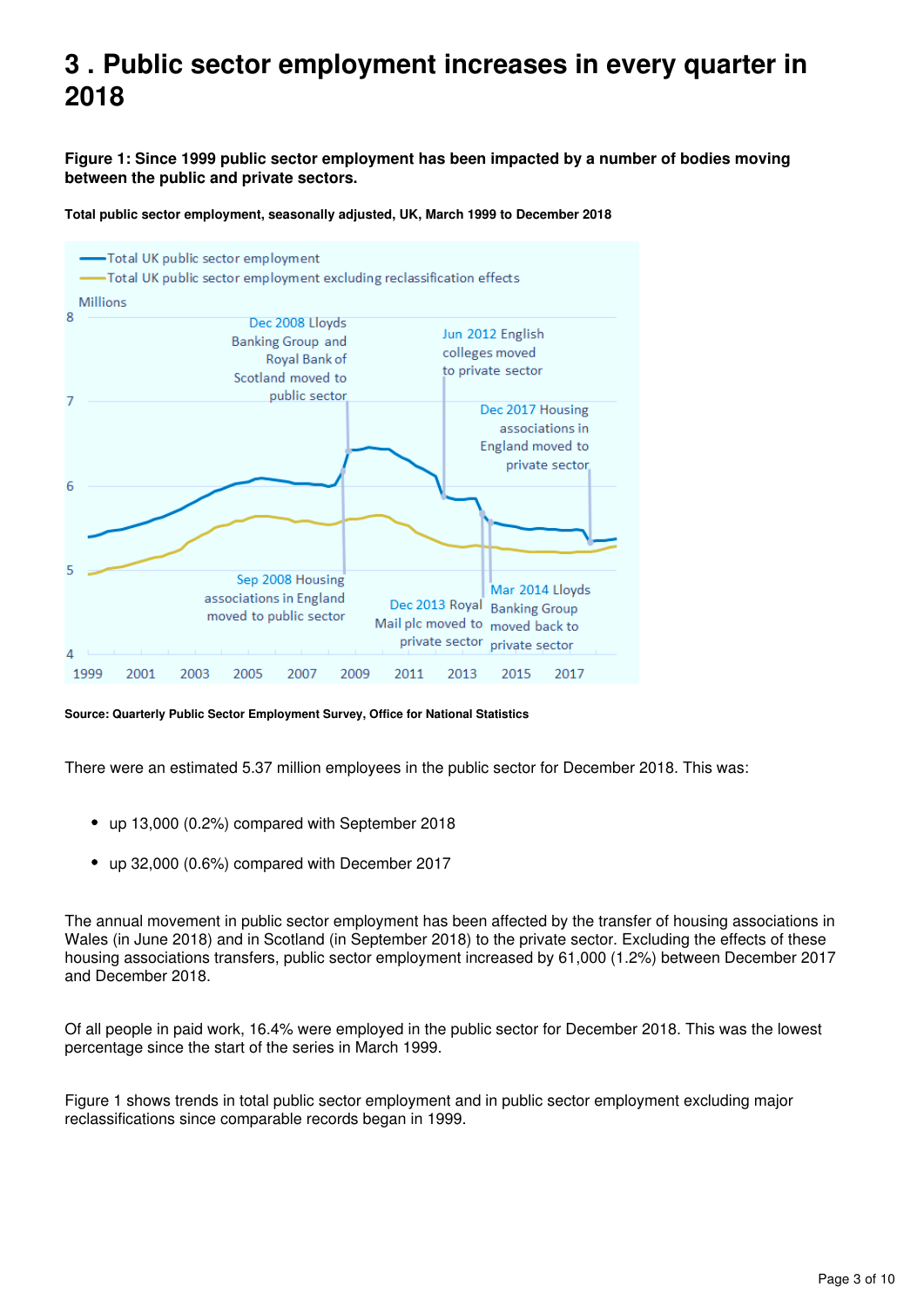# 3 . Public sector employment increases in every quarter in 2018

**Figure 1: Since 1999 public sector employment has been impacted by a number of bodies moving between the public and private sectors.**

**Total public sector employment, seasonally adjusted, UK, March 1999 to December 2018**

**Source: Quarterly Public Sector Employment Survey, Office for National Statistics**

There were an estimated 5.37 million employees in the public sector for December 2018. This was:

- up 13,000 (0.2%) compared with September 2018
- up 32,000 (0.6%) compared with December 2017

The annual movement in public sector employment has been affected by the transfer of housing associations in Wales (in June 2018) and in Scotland (in September 2018) to the private sector. Excluding the effects of these housing associations transfers, public sector employment increased by 61,000 (1.2%) between December 2017 and December 2018.

Of all people in paid work, 16.4% were employed in the public sector for December 2018. This was the lowest percentage since the start of the series in March 1999.

Figure 1 shows trends in total public sector employment and in public sector employment excluding major reclassifications since comparable records began in 1999.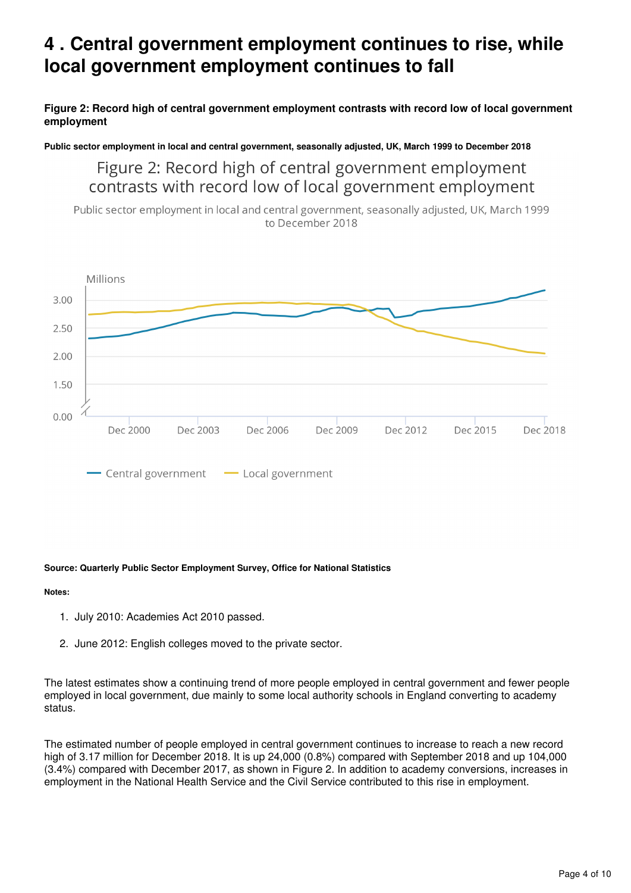# 4 . Central government employment continues to rise, while local government employment continues to fall

**Figure 2: Record high of central government employment contrasts with record low of local government employment**

**Public sector employment in local and central government, seasonally adjusted, UK, March 1999 to December 2018**

**Source: Quarterly Public Sector Employment Survey, Office for National Statistics**

**Notes:**

1. July 2010: Academies Act 2010 passed.
2. June 2012: English colleges moved to the private sector.

The latest estimates show a continuing trend of more people employed in central government and fewer people employed in local government, due mainly to some local authority schools in England converting to academy status.

The estimated number of people employed in central government continues to increase to reach a new record high of 3.17 million for December 2018. It is up 24,000 (0.8%) compared with September 2018 and up 104,000 (3.4%) compared with December 2017, as shown in Figure 2. In addition to academy conversions, increases in employment in the National Health Service and the Civil Service contributed to this rise in employment.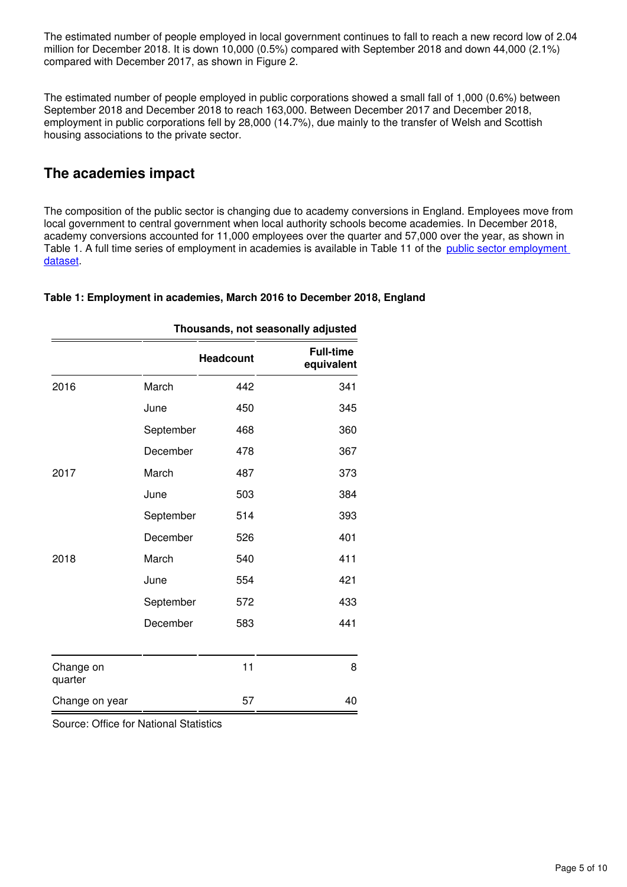The estimated number of people employed in local government continues to fall to reach a new record low of 2.04 million for December 2018. It is down 10,000 (0.5%) compared with September 2018 and down 44,000 (2.1%) compared with December 2017, as shown in Figure 2.

The estimated number of people employed in public corporations showed a small fall of 1,000 (0.6%) between September 2018 and December 2018 to reach 163,000. Between December 2017 and December 2018, employment in public corporations fell by 28,000 (14.7%), due mainly to the transfer of Welsh and Scottish housing associations to the private sector.

## The academies impact

The composition of the public sector is changing due to academy conversions in England. Employees move from local government to central government when local authority schools become academies. In December 2018, academy conversions accounted for 11,000 employees over the quarter and 57,000 over the year, as shown in Table 1. A full time series of employment in academies is available in Table 11 of the [public sector employment dataset](public sector employment dataset).

**Table 1: Employment in academies, March 2016 to December 2018, England**

| | | Thousands, not seasonally adjusted | |
|---|---|---|---|
| | | **Headcount** | **Full-time equivalent** |
| 2016 | March | 442 | 341 |
| | June | 450 | 345 |
| | September | 468 | 360 |
| | December | 478 | 367 |
| 2017 | March | 487 | 373 |
| | June | 503 | 384 |
| | September | 514 | 393 |
| | December | 526 | 401 |
| 2018 | March | 540 | 411 |
| | June | 554 | 421 |
| | September | 572 | 433 |
| | December | 583 | 441 |
| Change on quarter | | 11 | 8 |
| Change on year | | 57 | 40 |

Source: Office for National Statistics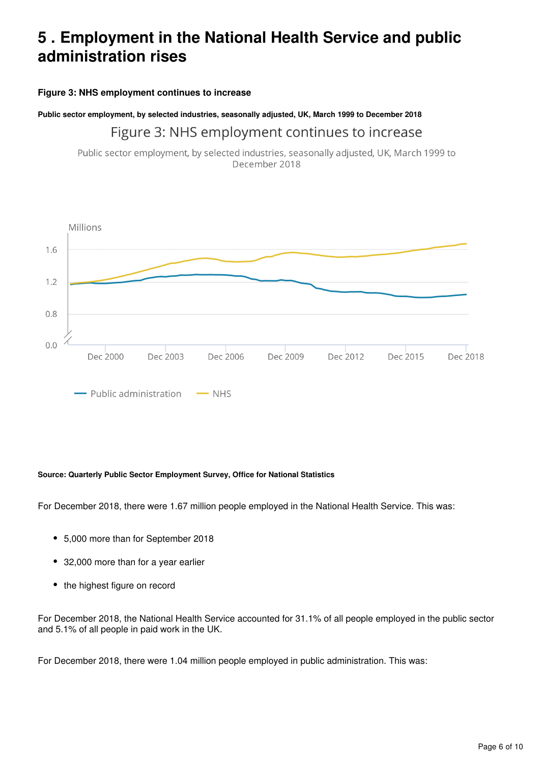# 5 . Employment in the National Health Service and public administration rises

**Figure 3: NHS employment continues to increase**

**Public sector employment, by selected industries, seasonally adjusted, UK, March 1999 to December 2018**

**Source: Quarterly Public Sector Employment Survey, Office for National Statistics**

For December 2018, there were 1.67 million people employed in the National Health Service. This was:

- 5,000 more than for September 2018
- 32,000 more than for a year earlier
- the highest figure on record

For December 2018, the National Health Service accounted for 31.1% of all people employed in the public sector and 5.1% of all people in paid work in the UK.

For December 2018, there were 1.04 million people employed in public administration. This was: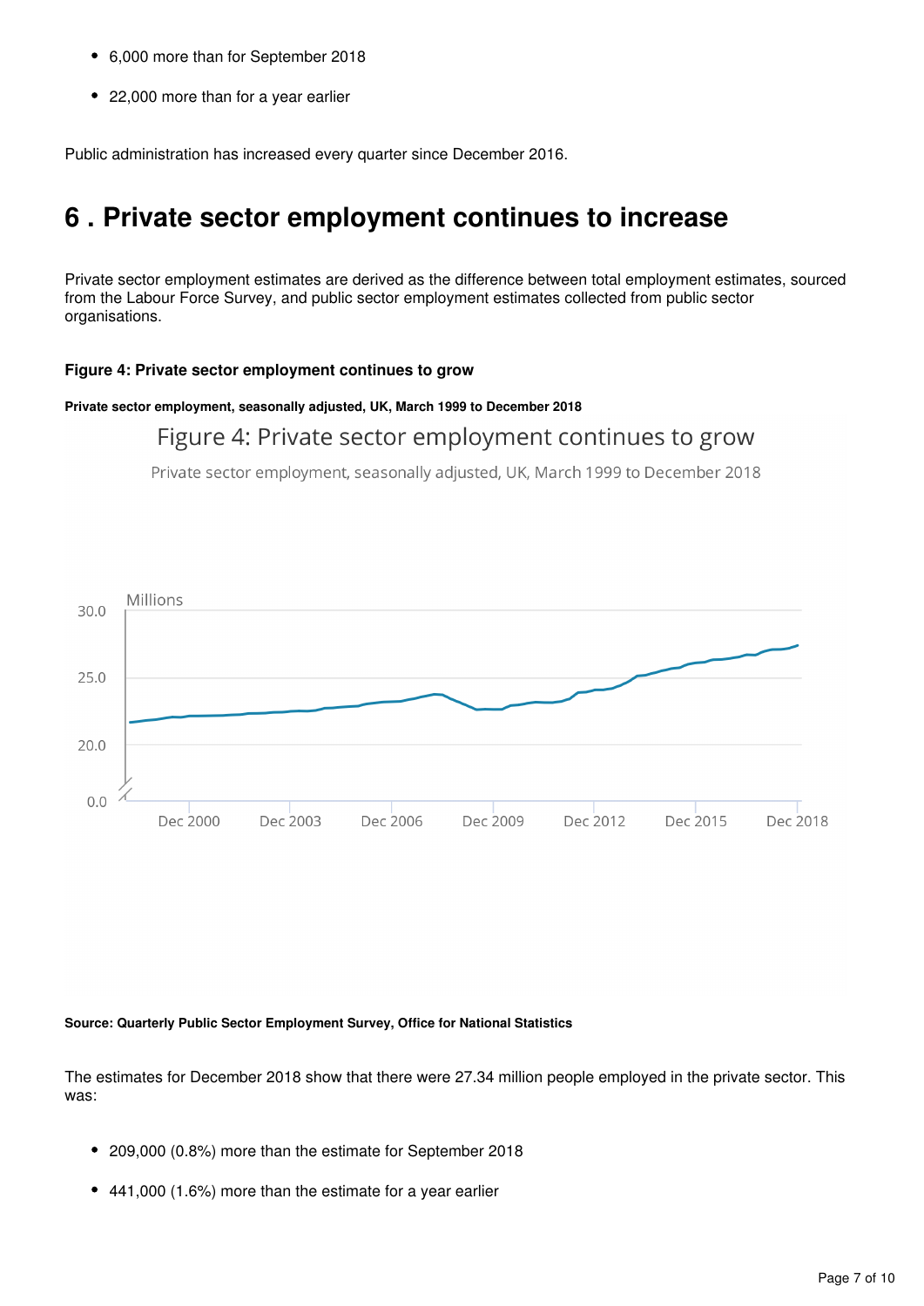- 6,000 more than for September 2018
- 22,000 more than for a year earlier

Public administration has increased every quarter since December 2016.

## 6 . Private sector employment continues to increase

Private sector employment estimates are derived as the difference between total employment estimates, sourced from the Labour Force Survey, and public sector employment estimates collected from public sector organisations.

**Figure 4: Private sector employment continues to grow**

**Private sector employment, seasonally adjusted, UK, March 1999 to December 2018**

**Source: Quarterly Public Sector Employment Survey, Office for National Statistics**

The estimates for December 2018 show that there were 27.34 million people employed in the private sector. This was:

- 209,000 (0.8%) more than the estimate for September 2018
- 441,000 (1.6%) more than the estimate for a year earlier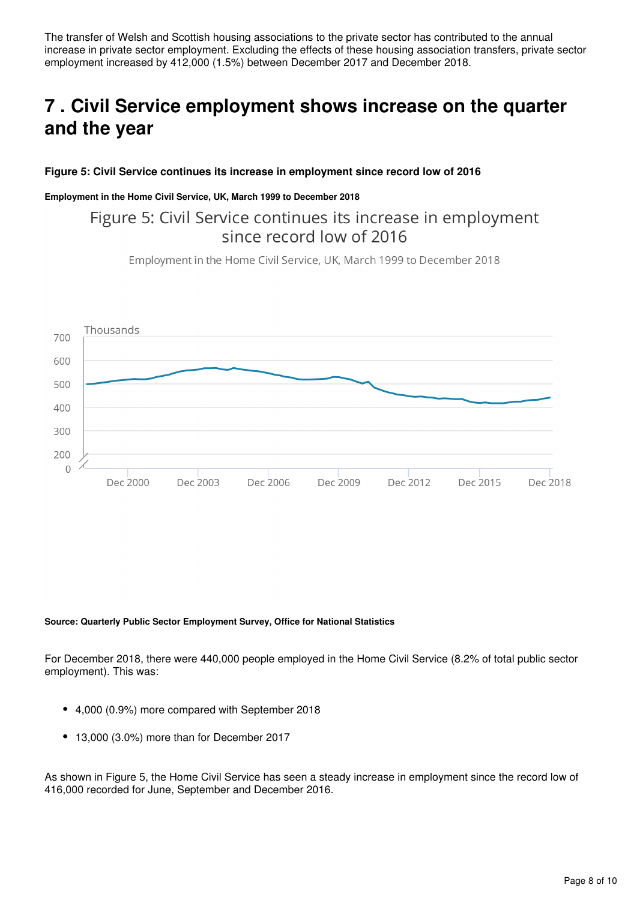The transfer of Welsh and Scottish housing associations to the private sector has contributed to the annual increase in private sector employment. Excluding the effects of these housing association transfers, private sector employment increased by 412,000 (1.5%) between December 2017 and December 2018.

## 7 . Civil Service employment shows increase on the quarter and the year

**Figure 5: Civil Service continues its increase in employment since record low of 2016**

**Employment in the Home Civil Service, UK, March 1999 to December 2018**

**Source: Quarterly Public Sector Employment Survey, Office for National Statistics**

For December 2018, there were 440,000 people employed in the Home Civil Service (8.2% of total public sector employment). This was:

- 4,000 (0.9%) more compared with September 2018
- 13,000 (3.0%) more than for December 2017

As shown in Figure 5, the Home Civil Service has seen a steady increase in employment since the record low of 416,000 recorded for June, September and December 2016.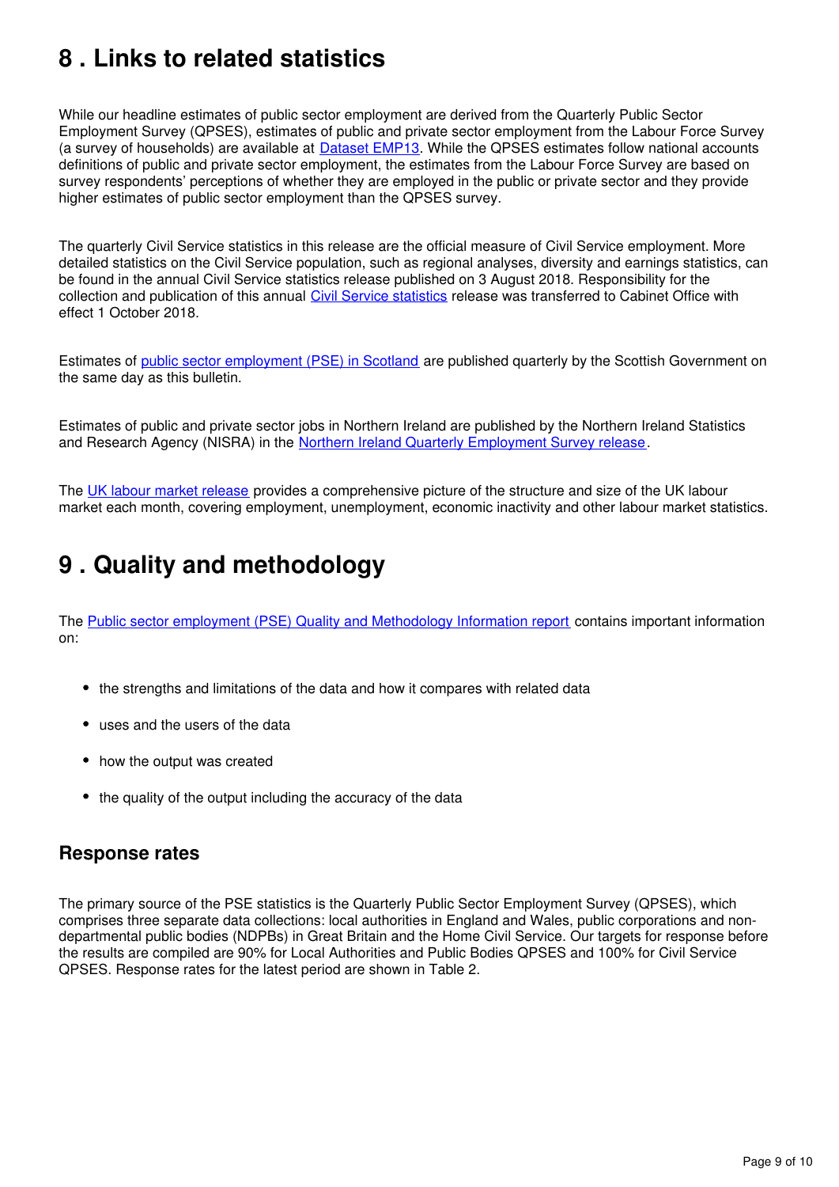## 8 . Links to related statistics

While our headline estimates of public sector employment are derived from the Quarterly Public Sector Employment Survey (QPSES), estimates of public and private sector employment from the Labour Force Survey (a survey of households) are available at Dataset EMP13. While the QPSES estimates follow national accounts definitions of public and private sector employment, the estimates from the Labour Force Survey are based on survey respondents' perceptions of whether they are employed in the public or private sector and they provide higher estimates of public sector employment than the QPSES survey.

The quarterly Civil Service statistics in this release are the official measure of Civil Service employment. More detailed statistics on the Civil Service population, such as regional analyses, diversity and earnings statistics, can be found in the annual Civil Service statistics release published on 3 August 2018. Responsibility for the collection and publication of this annual Civil Service statistics release was transferred to Cabinet Office with effect 1 October 2018.

Estimates of public sector employment (PSE) in Scotland are published quarterly by the Scottish Government on the same day as this bulletin.

Estimates of public and private sector jobs in Northern Ireland are published by the Northern Ireland Statistics and Research Agency (NISRA) in the Northern Ireland Quarterly Employment Survey release.

The UK labour market release provides a comprehensive picture of the structure and size of the UK labour market each month, covering employment, unemployment, economic inactivity and other labour market statistics.

## 9 . Quality and methodology

The Public sector employment (PSE) Quality and Methodology Information report contains important information on:

- the strengths and limitations of the data and how it compares with related data
- uses and the users of the data
- how the output was created
- the quality of the output including the accuracy of the data

### Response rates

The primary source of the PSE statistics is the Quarterly Public Sector Employment Survey (QPSES), which comprises three separate data collections: local authorities in England and Wales, public corporations and non-departmental public bodies (NDPBs) in Great Britain and the Home Civil Service. Our targets for response before the results are compiled are 90% for Local Authorities and Public Bodies QPSES and 100% for Civil Service QPSES. Response rates for the latest period are shown in Table 2.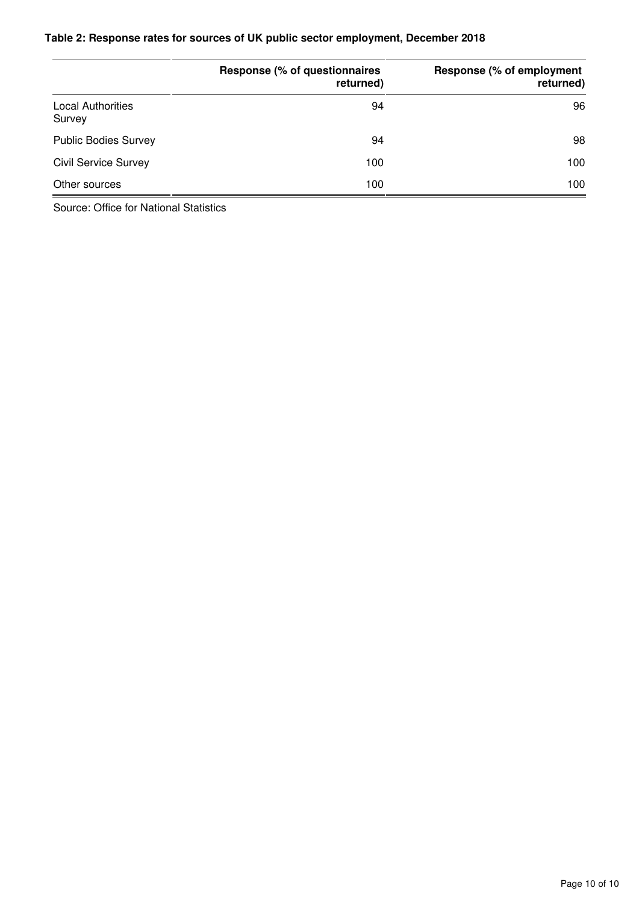**Table 2: Response rates for sources of UK public sector employment, December 2018**

| | Response (% of questionnaires returned) | Response (% of employment returned) |
|---|---|---|
| Local Authorities Survey | 94 | 96 |
| Public Bodies Survey | 94 | 98 |
| Civil Service Survey | 100 | 100 |
| Other sources | 100 | 100 |

Source: Office for National Statistics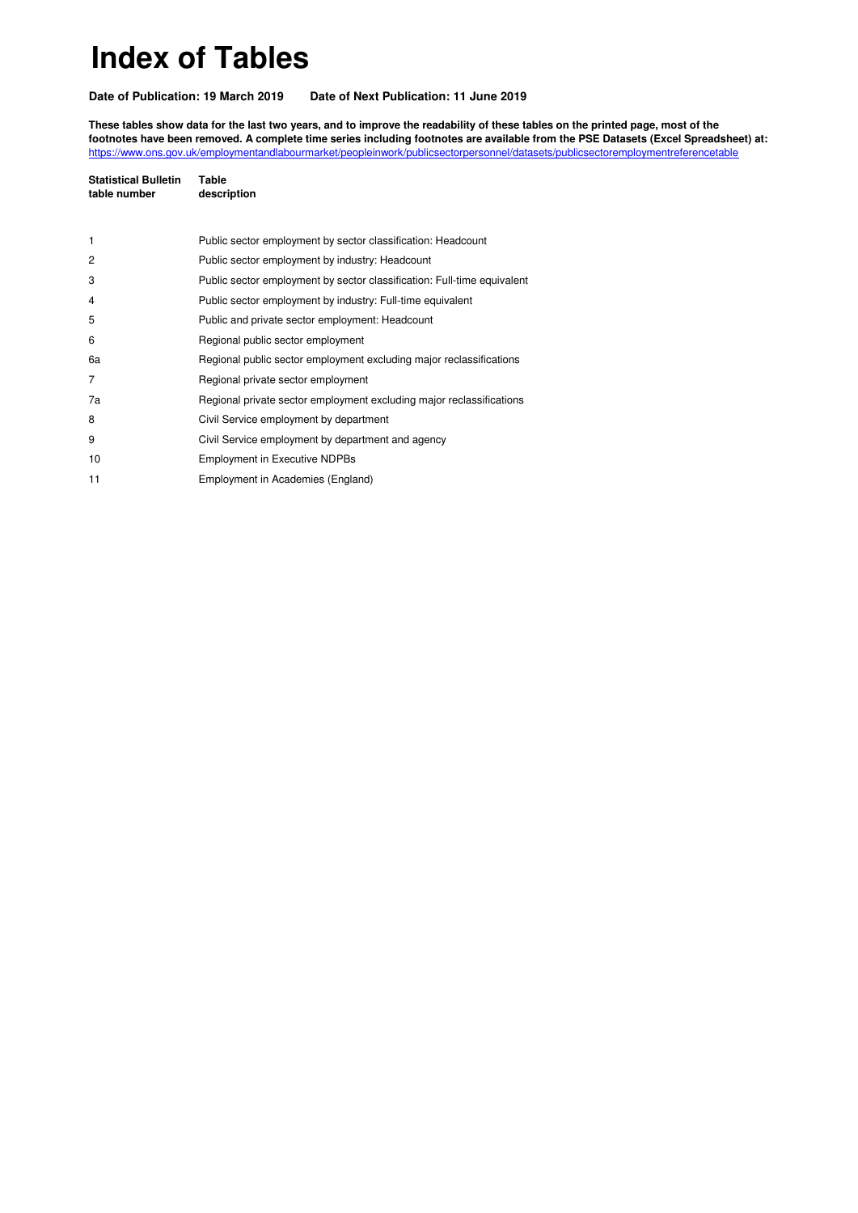# Index of Tables

**Date of Publication: 19 March 2019        Date of Next Publication: 11 June 2019**

**These tables show data for the last two years, and to improve the readability of these tables on the printed page, most of the footnotes have been removed. A complete time series including footnotes are available from the PSE Datasets (Excel Spreadsheet) at:**
https://www.ons.gov.uk/employmentandlabourmarket/peopleinwork/publicsectorpersonnel/datasets/publicsectoremploymentreferencetable

| Statistical Bulletin table number | Table description |
|---|---|
| 1 | Public sector employment by sector classification: Headcount |
| 2 | Public sector employment by industry: Headcount |
| 3 | Public sector employment by sector classification: Full-time equivalent |
| 4 | Public sector employment by industry: Full-time equivalent |
| 5 | Public and private sector employment: Headcount |
| 6 | Regional public sector employment |
| 6a | Regional public sector employment excluding major reclassifications |
| 7 | Regional private sector employment |
| 7a | Regional private sector employment excluding major reclassifications |
| 8 | Civil Service employment by department |
| 9 | Civil Service employment by department and agency |
| 10 | Employment in Executive NDPBs |
| 11 | Employment in Academies (England) |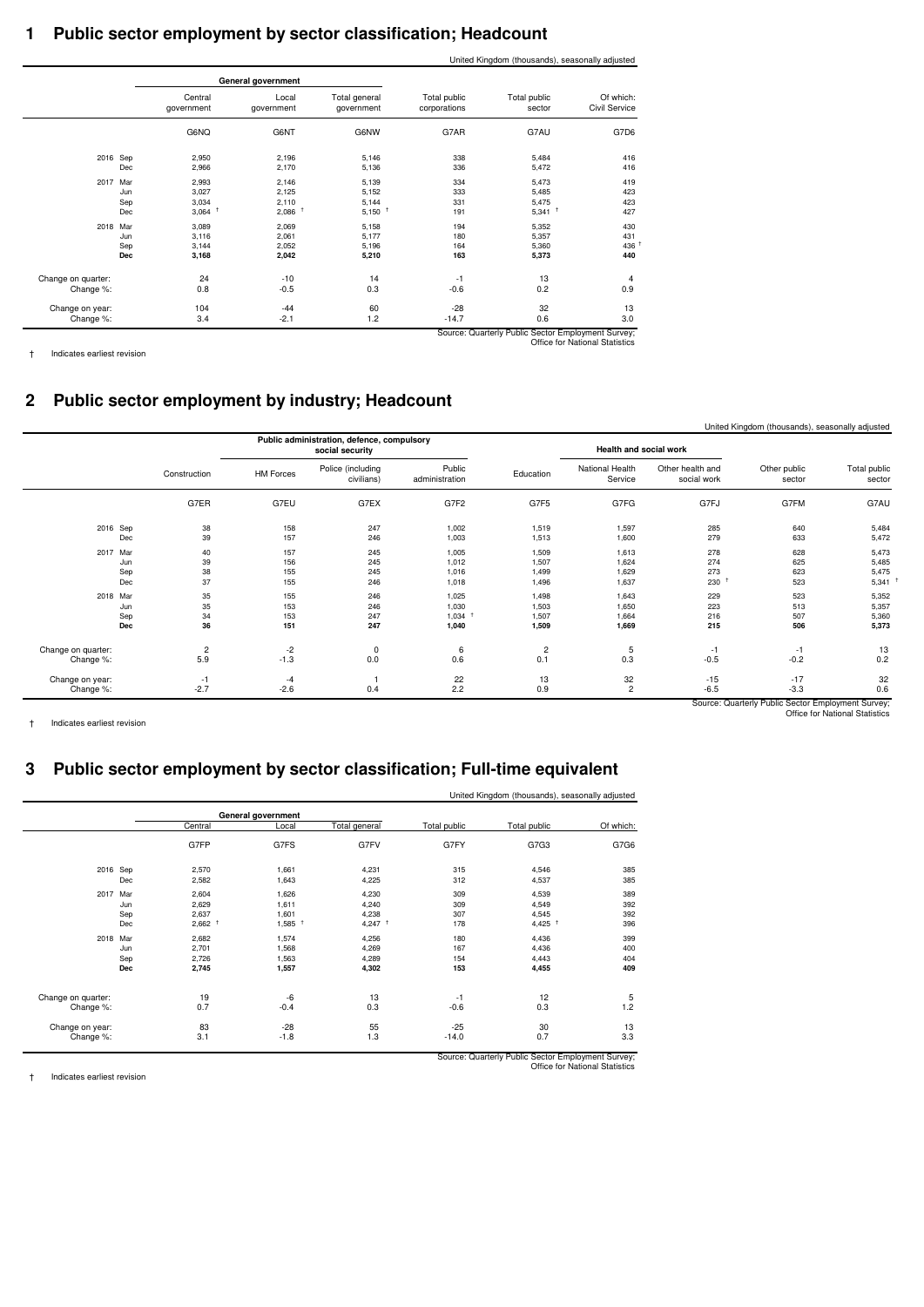# 1 Public sector employment by sector classification; Headcount

United Kingdom (thousands), seasonally adjusted

| | General government | | | | | |
|---|---|---|---|---|---|---|
| | Central government | Local government | Total general government | Total public corporations | Total public sector | Of which: Civil Service |
| | G6NQ | G6NT | G6NW | G7AR | G7AU | G7D6 |
| 2016 Sep | 2,950 | 2,196 | 5,146 | 338 | 5,484 | 416 |
| Dec | 2,966 | 2,170 | 5,136 | 336 | 5,472 | 416 |
| 2017 Mar | 2,993 | 2,146 | 5,139 | 334 | 5,473 | 419 |
| Jun | 3,027 | 2,125 | 5,152 | 333 | 5,485 | 423 |
| Sep | 3,034 | 2,110 | 5,144 | 331 | 5,475 | 423 |
| Dec | 3,064 † | 2,086 † | 5,150 † | 191 | 5,341 † | 427 |
| 2018 Mar | 3,089 | 2,069 | 5,158 | 194 | 5,352 | 430 |
| Jun | 3,116 | 2,061 | 5,177 | 180 | 5,357 | 431 |
| Sep | 3,144 | 2,052 | 5,196 | 164 | 5,360 | 436 † |
| **Dec** | **3,168** | **2,042** | **5,210** | **163** | **5,373** | **440** |
| Change on quarter: | 24 | -10 | 14 | -1 | 13 | 4 |
| Change %: | 0.8 | -0.5 | 0.3 | -0.6 | 0.2 | 0.9 |
| Change on year: | 104 | -44 | 60 | -28 | 32 | 13 |
| Change %: | 3.4 | -2.1 | 1.2 | -14.7 | 0.6 | 3.0 |

Source: Quarterly Public Sector Employment Survey; Office for National Statistics

† Indicates earliest revision

# 2 Public sector employment by industry; Headcount

United Kingdom (thousands), seasonally adjusted

| | | Public administration, defence, compulsory social security | | | | Health and social work | | | |
|---|---|---|---|---|---|---|---|---|---|
| | Construction | HM Forces | Police (including civilians) | Public administration | Education | National Health Service | Other health and social work | Other public sector | Total public sector |
| | G7ER | G7EU | G7EX | G7F2 | G7F5 | G7FG | G7FJ | G7FM | G7AU |
| 2016 Sep | 38 | 158 | 247 | 1,002 | 1,519 | 1,597 | 285 | 640 | 5,484 |
| Dec | 39 | 157 | 246 | 1,003 | 1,513 | 1,600 | 279 | 633 | 5,472 |
| 2017 Mar | 40 | 157 | 245 | 1,005 | 1,509 | 1,613 | 278 | 628 | 5,473 |
| Jun | 39 | 156 | 245 | 1,012 | 1,507 | 1,624 | 274 | 625 | 5,485 |
| Sep | 38 | 155 | 245 | 1,016 | 1,499 | 1,629 | 273 | 623 | 5,475 |
| Dec | 37 | 155 | 246 | 1,018 | 1,496 | 1,637 | 230 † | 523 | 5,341 † |
| 2018 Mar | 35 | 155 | 246 | 1,025 | 1,498 | 1,643 | 229 | 523 | 5,352 |
| Jun | 35 | 153 | 246 | 1,030 | 1,503 | 1,650 | 223 | 513 | 5,357 |
| Sep | 34 | 153 | 247 | 1,034 † | 1,507 | 1,664 | 216 | 507 | 5,360 |
| **Dec** | **36** | **151** | **247** | **1,040** | **1,509** | **1,669** | **215** | **506** | **5,373** |
| Change on quarter: | 2 | -2 | 0 | 6 | 2 | 5 | -1 | -1 | 13 |
| Change %: | 5.9 | -1.3 | 0.0 | 0.6 | 0.1 | 0.3 | -0.5 | -0.2 | 0.2 |
| Change on year: | -1 | -4 | 1 | 22 | 13 | 32 | -15 | -17 | 32 |
| Change %: | -2.7 | -2.6 | 0.4 | 2.2 | 0.9 | 2 | -6.5 | -3.3 | 0.6 |

Source: Quarterly Public Sector Employment Survey; Office for National Statistics

† Indicates earliest revision

# 3 Public sector employment by sector classification; Full-time equivalent

United Kingdom (thousands), seasonally adjusted

| | General government | | | | | |
|---|---|---|---|---|---|---|
| | Central | Local | Total general | Total public | Total public | Of which: |
| | G7FP | G7FS | G7FV | G7FY | G7G3 | G7G6 |
| 2016 Sep | 2,570 | 1,661 | 4,231 | 315 | 4,546 | 385 |
| Dec | 2,582 | 1,643 | 4,225 | 312 | 4,537 | 385 |
| 2017 Mar | 2,604 | 1,626 | 4,230 | 309 | 4,539 | 389 |
| Jun | 2,629 | 1,611 | 4,240 | 309 | 4,549 | 392 |
| Sep | 2,637 | 1,601 | 4,238 | 307 | 4,545 | 392 |
| Dec | 2,662 † | 1,585 † | 4,247 † | 178 | 4,425 † | 396 |
| 2018 Mar | 2,682 | 1,574 | 4,256 | 180 | 4,436 | 399 |
| Jun | 2,701 | 1,568 | 4,269 | 167 | 4,436 | 400 |
| Sep | 2,726 | 1,563 | 4,289 | 154 | 4,443 | 404 |
| **Dec** | **2,745** | **1,557** | **4,302** | **153** | **4,455** | **409** |
| Change on quarter: | 19 | -6 | 13 | -1 | 12 | 5 |
| Change %: | 0.7 | -0.4 | 0.3 | -0.6 | 0.3 | 1.2 |
| Change on year: | 83 | -28 | 55 | -25 | 30 | 13 |
| Change %: | 3.1 | -1.8 | 1.3 | -14.0 | 0.7 | 3.3 |

Source: Quarterly Public Sector Employment Survey; Office for National Statistics

† Indicates earliest revision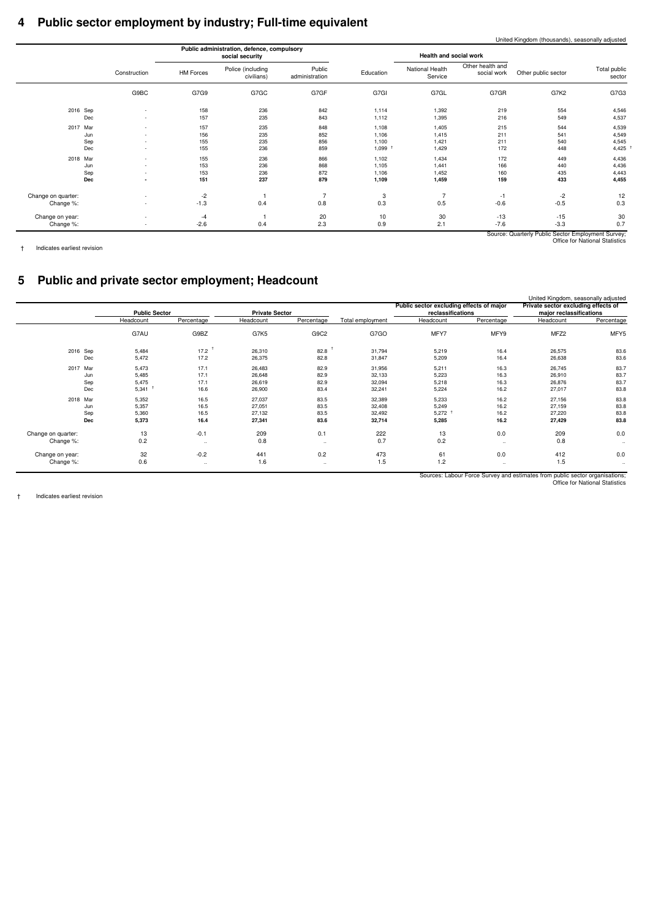# 4 Public sector employment by industry; Full-time equivalent

United Kingdom (thousands), seasonally adjusted

| | | | Public administration, defence, compulsory social security | | | Health and social work | | | |
|---|---|---|---|---|---|---|---|---|---|
| | Construction | HM Forces | Police (including civilians) | Public administration | Education | National Health Service | Other health and social work | Other public sector | Total public sector |
| | G9BC | G7G9 | G7GC | G7GF | G7GI | G7GL | G7GR | G7K2 | G7G3 |
| 2016 Sep | - | 158 | 236 | 842 | 1,114 | 1,392 | 219 | 554 | 4,546 |
| Dec | - | 157 | 235 | 843 | 1,112 | 1,395 | 216 | 549 | 4,537 |
| 2017 Mar | - | 157 | 235 | 848 | 1,108 | 1,405 | 215 | 544 | 4,539 |
| Jun | - | 156 | 235 | 852 | 1,106 | 1,415 | 211 | 541 | 4,549 |
| Sep | - | 155 | 235 | 856 | 1,100 | 1,421 | 211 | 540 | 4,545 |
| Dec | - | 155 | 236 | 859 | 1,099 † | 1,429 | 172 | 448 | 4,425 † |
| 2018 Mar | - | 155 | 236 | 866 | 1,102 | 1,434 | 172 | 449 | 4,436 |
| Jun | - | 153 | 236 | 868 | 1,105 | 1,441 | 166 | 440 | 4,436 |
| Sep | - | 153 | 236 | 872 | 1,106 | 1,452 | 160 | 435 | 4,443 |
| **Dec** | **-** | **151** | **237** | **879** | **1,109** | **1,459** | **159** | **433** | **4,455** |
| Change on quarter: | - | -2 | 1 | 7 | 3 | 7 | -1 | -2 | 12 |
| Change %: | - | -1.3 | 0.4 | 0.8 | 0.3 | 0.5 | -0.6 | -0.5 | 0.3 |
| Change on year: | - | -4 | 1 | 20 | 10 | 30 | -13 | -15 | 30 |
| Change %: | - | -2.6 | 0.4 | 2.3 | 0.9 | 2.1 | -7.6 | -3.3 | 0.7 |

Source: Quarterly Public Sector Employment Survey; Office for National Statistics

† Indicates earliest revision

# 5 Public and private sector employment; Headcount

United Kingdom, seasonally adjusted

| | Public Sector | | Private Sector | | | Public sector excluding effects of major reclassifications | | Private sector excluding effects of major reclassifications | |
|---|---|---|---|---|---|---|---|---|---|
| | Headcount | Percentage | Headcount | Percentage | Total employment | Headcount | Percentage | Headcount | Percentage |
| | G7AU | G9BZ | G7K5 | G9C2 | G7GO | MFY7 | MFY9 | MFZ2 | MFY5 |
| 2016 Sep | 5,484 | 17.2 † | 26,310 | 82.8 † | 31,794 | 5,219 | 16.4 | 26,575 | 83.6 |
| Dec | 5,472 | 17.2 | 26,375 | 82.8 | 31,847 | 5,209 | 16.4 | 26,638 | 83.6 |
| 2017 Mar | 5,473 | 17.1 | 26,483 | 82.9 | 31,956 | 5,211 | 16.3 | 26,745 | 83.7 |
| Jun | 5,485 | 17.1 | 26,648 | 82.9 | 32,133 | 5,223 | 16.3 | 26,910 | 83.7 |
| Sep | 5,475 | 17.1 | 26,619 | 82.9 | 32,094 | 5,218 | 16.3 | 26,876 | 83.7 |
| Dec | 5,341 † | 16.6 | 26,900 | 83.4 | 32,241 | 5,224 | 16.2 | 27,017 | 83.8 |
| 2018 Mar | 5,352 | 16.5 | 27,037 | 83.5 | 32,389 | 5,233 | 16.2 | 27,156 | 83.8 |
| Jun | 5,357 | 16.5 | 27,051 | 83.5 | 32,408 | 5,249 | 16.2 | 27,159 | 83.8 |
| Sep | 5,360 | 16.5 | 27,132 | 83.5 | 32,492 | 5,272 † | 16.2 | 27,220 | 83.8 |
| **Dec** | **5,373** | **16.4** | **27,341** | **83.6** | **32,714** | **5,285** | **16.2** | **27,429** | **83.8** |
| Change on quarter: | 13 | -0.1 | 209 | 0.1 | 222 | 13 | 0.0 | 209 | 0.0 |
| Change %: | 0.2 | .. | 0.8 | .. | 0.7 | 0.2 | .. | 0.8 | .. |
| Change on year: | 32 | -0.2 | 441 | 0.2 | 473 | 61 | 0.0 | 412 | 0.0 |
| Change %: | 0.6 | .. | 1.6 | .. | 1.5 | 1.2 | .. | 1.5 | .. |

Sources: Labour Force Survey and estimates from public sector organisations; Office for National Statistics

† Indicates earliest revision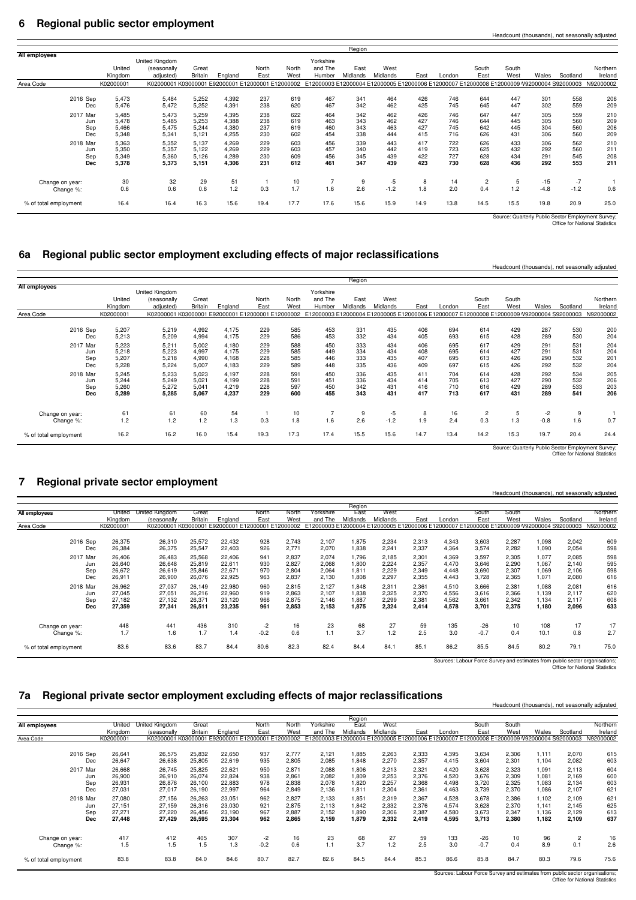## 6 Regional public sector employment

Headcount (thousands), not seasonally adjusted

| All employees | | United Kingdom | United Kingdom (seasonally adjusted) | Great Britain | England | North East | North West | Yorkshire and The Humber | East Midlands | West Midlands | East | London | South East | South West | Wales | Scotland | Northern Ireland |
|---|---|---|---|---|---|---|---|---|---|---|---|---|---|---|---|---|---|
| Area Code | | K02000001 | K02000001 | K03000001 | E92000001 | E12000001 | E12000002 | E12000003 | E12000004 | E12000005 | E12000006 | E12000007 | E12000008 | E12000009 | W92000004 | S92000003 | N92000002 |
| 2016 | Sep | 5,473 | 5,484 | 5,252 | 4,392 | 237 | 619 | 467 | 341 | 464 | 426 | 746 | 644 | 447 | 301 | 558 | 206 |
| | Dec | 5,476 | 5,472 | 5,252 | 4,391 | 238 | 620 | 467 | 342 | 462 | 425 | 745 | 645 | 447 | 302 | 559 | 209 |
| 2017 | Mar | 5,485 | 5,473 | 5,259 | 4,395 | 238 | 622 | 464 | 342 | 462 | 426 | 746 | 647 | 447 | 305 | 559 | 210 |
| | Jun | 5,478 | 5,485 | 5,253 | 4,388 | 238 | 619 | 463 | 343 | 462 | 427 | 746 | 644 | 445 | 305 | 560 | 209 |
| | Sep | 5,466 | 5,475 | 5,244 | 4,380 | 237 | 619 | 460 | 343 | 463 | 427 | 745 | 642 | 445 | 304 | 560 | 206 |
| | Dec | 5,348 | 5,341 | 5,121 | 4,255 | 230 | 602 | 454 | 338 | 444 | 415 | 716 | 626 | 431 | 306 | 560 | 209 |
| 2018 | Mar | 5,363 | 5,352 | 5,137 | 4,269 | 229 | 603 | 456 | 339 | 443 | 417 | 722 | 626 | 433 | 306 | 562 | 210 |
| | Jun | 5,350 | 5,357 | 5,122 | 4,269 | 229 | 603 | 457 | 340 | 442 | 419 | 723 | 625 | 432 | 292 | 560 | 211 |
| | Sep | 5,349 | 5,360 | 5,126 | 4,289 | 230 | 609 | 456 | 345 | 439 | 422 | 727 | 628 | 434 | 291 | 545 | 208 |
| | **Dec** | **5,378** | **5,373** | **5,151** | **4,306** | **231** | **612** | **461** | **347** | **439** | **423** | **730** | **628** | **436** | **292** | **553** | **211** |
| Change on year: | | 30 | 32 | 29 | 51 | 1 | 10 | 7 | 9 | -5 | 8 | 14 | 2 | 5 | -15 | -7 | 1 |
| Change %: | | 0.6 | 0.6 | 0.6 | 1.2 | 0.3 | 1.7 | 1.6 | 2.6 | -1.2 | 1.8 | 2.0 | 0.4 | 1.2 | -4.8 | -1.2 | 0.6 |
| % of total employment | | 16.4 | 16.4 | 16.3 | 15.6 | 19.4 | 17.7 | 17.6 | 15.6 | 15.9 | 14.9 | 13.8 | 14.5 | 15.5 | 19.8 | 20.9 | 25.0 |

Source: Quarterly Public Sector Employment Survey; Office for National Statistics

## 6a Regional public sector employment excluding effects of major reclassifications

Headcount (thousands), not seasonally adjusted

| All employees | | United Kingdom | United Kingdom (seasonally adjusted) | Great Britain | England | North East | North West | Yorkshire and The Humber | East Midlands | West Midlands | East | London | South East | South West | Wales | Scotland | Northern Ireland |
|---|---|---|---|---|---|---|---|---|---|---|---|---|---|---|---|---|---|
| Area Code | | K02000001 | K02000001 | K03000001 | E92000001 | E12000001 | E12000002 | E12000003 | E12000004 | E12000005 | E12000006 | E12000007 | E12000008 | E12000009 | W92000004 | S92000003 | N92000002 |
| 2016 | Sep | 5,207 | 5,219 | 4,992 | 4,175 | 229 | 585 | 453 | 331 | 435 | 406 | 694 | 614 | 429 | 287 | 530 | 200 |
| | Dec | 5,213 | 5,209 | 4,994 | 4,175 | 229 | 586 | 453 | 332 | 434 | 405 | 693 | 615 | 428 | 289 | 530 | 204 |
| 2017 | Mar | 5,223 | 5,211 | 5,002 | 4,180 | 229 | 588 | 450 | 333 | 434 | 406 | 695 | 617 | 429 | 291 | 531 | 204 |
| | Jun | 5,218 | 5,223 | 4,997 | 4,175 | 229 | 585 | 449 | 334 | 434 | 408 | 695 | 614 | 427 | 291 | 531 | 204 |
| | Sep | 5,207 | 5,218 | 4,990 | 4,168 | 228 | 585 | 446 | 333 | 435 | 407 | 695 | 613 | 426 | 290 | 532 | 201 |
| | Dec | 5,228 | 5,224 | 5,007 | 4,183 | 229 | 589 | 448 | 335 | 436 | 409 | 697 | 615 | 426 | 292 | 532 | 204 |
| 2018 | Mar | 5,245 | 5,233 | 5,023 | 4,197 | 228 | 591 | 450 | 336 | 435 | 411 | 704 | 614 | 428 | 292 | 534 | 205 |
| | Jun | 5,244 | 5,249 | 5,021 | 4,199 | 228 | 591 | 451 | 336 | 434 | 414 | 705 | 613 | 427 | 290 | 532 | 206 |
| | Sep | 5,260 | 5,272 | 5,041 | 4,219 | 228 | 597 | 450 | 342 | 431 | 416 | 710 | 616 | 429 | 289 | 533 | 203 |
| | **Dec** | **5,289** | **5,285** | **5,067** | **4,237** | **229** | **600** | **455** | **343** | **431** | **417** | **713** | **617** | **431** | **289** | **541** | **206** |
| Change on year: | | 61 | 61 | 60 | 54 | 1 | 10 | 7 | 9 | -5 | 8 | 16 | 2 | 5 | -2 | 9 | 1 |
| Change %: | | 1.2 | 1.2 | 1.2 | 1.3 | 0.3 | 1.8 | 1.6 | 2.6 | -1.2 | 1.9 | 2.4 | 0.3 | 1.3 | -0.8 | 1.6 | 0.7 |
| % of total employment | | 16.2 | 16.2 | 16.0 | 15.4 | 19.3 | 17.3 | 17.4 | 15.5 | 15.6 | 14.7 | 13.4 | 14.2 | 15.3 | 19.7 | 20.4 | 24.4 |

Source: Quarterly Public Sector Employment Survey; Office for National Statistics

## 7 Regional private sector employment

Headcount (thousands), not seasonally adjusted

| All employees | | United Kingdom | United Kingdom (seasonally | Great Britain | England | North East | North West | Yorkshire and The | East Midlands | West Midlands | East | London | South East | South West | Wales | Scotland | Northern Ireland |
|---|---|---|---|---|---|---|---|---|---|---|---|---|---|---|---|---|---|
| Area Code | | K02000001 | K02000001 | K03000001 | E92000001 | E12000001 | E12000002 | E12000003 | E12000004 | E12000005 | E12000006 | E12000007 | E12000008 | E12000009 | W92000004 | S92000003 | N92000002 |
| 2016 | Sep | 26,375 | 26,310 | 25,572 | 22,432 | 928 | 2,743 | 2,107 | 1,875 | 2,234 | 2,313 | 4,343 | 3,603 | 2,287 | 1,098 | 2,042 | 609 |
| | Dec | 26,384 | 26,375 | 25,547 | 22,403 | 926 | 2,771 | 2,070 | 1,838 | 2,241 | 2,337 | 4,364 | 3,574 | 2,282 | 1,090 | 2,054 | 598 |
| 2017 | Mar | 26,406 | 26,483 | 25,568 | 22,406 | 941 | 2,837 | 2,074 | 1,796 | 2,185 | 2,301 | 4,369 | 3,597 | 2,305 | 1,077 | 2,085 | 598 |
| | Jun | 26,640 | 26,648 | 25,819 | 22,611 | 930 | 2,827 | 2,068 | 1,800 | 2,224 | 2,357 | 4,470 | 3,646 | 2,290 | 1,067 | 2,140 | 595 |
| | Sep | 26,672 | 26,619 | 25,846 | 22,671 | 970 | 2,804 | 2,064 | 1,811 | 2,229 | 2,349 | 4,448 | 3,690 | 2,307 | 1,069 | 2,106 | 598 |
| | Dec | 26,911 | 26,900 | 26,076 | 22,925 | 963 | 2,837 | 2,130 | 1,808 | 2,297 | 2,355 | 4,443 | 3,728 | 2,365 | 1,071 | 2,080 | 616 |
| 2018 | Mar | 26,962 | 27,037 | 26,149 | 22,980 | 960 | 2,815 | 2,127 | 1,848 | 2,311 | 2,361 | 4,510 | 3,666 | 2,381 | 1,088 | 2,081 | 616 |
| | Jun | 27,045 | 27,051 | 26,216 | 22,960 | 919 | 2,863 | 2,107 | 1,838 | 2,325 | 2,370 | 4,556 | 3,616 | 2,366 | 1,139 | 2,117 | 620 |
| | Sep | 27,182 | 27,132 | 26,371 | 23,120 | 966 | 2,875 | 2,146 | 1,887 | 2,299 | 2,381 | 4,562 | 3,661 | 2,342 | 1,134 | 2,117 | 608 |
| | **Dec** | **27,359** | **27,341** | **26,511** | **23,235** | **961** | **2,853** | **2,153** | **1,875** | **2,324** | **2,414** | **4,578** | **3,701** | **2,375** | **1,180** | **2,096** | **633** |
| Change on year: | | 448 | 441 | 436 | 310 | -2 | 16 | 23 | 68 | 27 | 59 | 135 | -26 | 10 | 108 | 17 | 17 |
| Change %: | | 1.7 | 1.6 | 1.7 | 1.4 | -0.2 | 0.6 | 1.1 | 3.7 | 1.2 | 2.5 | 3.0 | -0.7 | 0.4 | 10.1 | 0.8 | 2.7 |
| % of total employment | | 83.6 | 83.6 | 83.7 | 84.4 | 80.6 | 82.3 | 82.4 | 84.4 | 84.1 | 85.1 | 86.2 | 85.5 | 84.5 | 80.2 | 79.1 | 75.0 |

Sources: Labour Force Survey and estimates from public sector organisations; Office for National Statistics

## 7a Regional private sector employment excluding effects of major reclassifications

Headcount (thousands), not seasonally adjusted

| All employees | | United Kingdom | United Kingdom (seasonally | Great Britain | England | North East | North West | Yorkshire and The | East Midlands | West Midlands | East | London | South East | South West | Wales | Scotland | Northern Ireland |
|---|---|---|---|---|---|---|---|---|---|---|---|---|---|---|---|---|---|
| Area Code | | K02000001 | K02000001 | K03000001 | E92000001 | E12000001 | E12000002 | E12000003 | E12000004 | E12000005 | E12000006 | E12000007 | E12000008 | E12000009 | W92000004 | S92000003 | N92000002 |
| 2016 | Sep | 26,641 | 26,575 | 25,832 | 22,650 | 937 | 2,777 | 2,121 | 1,885 | 2,263 | 2,333 | 4,395 | 3,634 | 2,306 | 1,111 | 2,070 | 615 |
| | Dec | 26,647 | 26,638 | 25,805 | 22,619 | 935 | 2,805 | 2,085 | 1,848 | 2,270 | 2,357 | 4,415 | 3,604 | 2,301 | 1,104 | 2,082 | 603 |
| 2017 | Mar | 26,668 | 26,745 | 25,825 | 22,621 | 950 | 2,871 | 2,088 | 1,806 | 2,213 | 2,321 | 4,420 | 3,628 | 2,323 | 1,091 | 2,113 | 604 |
| | Jun | 26,900 | 26,910 | 26,074 | 22,824 | 938 | 2,861 | 2,082 | 1,809 | 2,253 | 2,376 | 4,520 | 3,676 | 2,309 | 1,081 | 2,169 | 600 |
| | Sep | 26,931 | 26,876 | 26,100 | 22,883 | 978 | 2,838 | 2,078 | 1,820 | 2,257 | 2,368 | 4,498 | 3,720 | 2,325 | 1,083 | 2,134 | 603 |
| | Dec | 27,031 | 27,017 | 26,190 | 22,997 | 964 | 2,849 | 2,136 | 1,811 | 2,304 | 2,361 | 4,463 | 3,739 | 2,370 | 1,086 | 2,107 | 621 |
| 2018 | Mar | 27,080 | 27,156 | 26,263 | 23,051 | 962 | 2,827 | 2,133 | 1,851 | 2,319 | 2,367 | 4,528 | 3,678 | 2,386 | 1,102 | 2,109 | 621 |
| | Jun | 27,151 | 27,159 | 26,316 | 23,030 | 921 | 2,875 | 2,113 | 1,842 | 2,332 | 2,376 | 4,574 | 3,628 | 2,370 | 1,141 | 2,145 | 625 |
| | Sep | 27,271 | 27,220 | 26,456 | 23,190 | 967 | 2,887 | 2,152 | 1,890 | 2,306 | 2,387 | 4,580 | 3,673 | 2,347 | 1,136 | 2,129 | 613 |
| | **Dec** | **27,448** | **27,429** | **26,595** | **23,304** | **962** | **2,865** | **2,159** | **1,879** | **2,332** | **2,419** | **4,595** | **3,713** | **2,380** | **1,182** | **2,109** | **637** |
| Change on year: | | 417 | 412 | 405 | 307 | -2 | 16 | 23 | 68 | 27 | 59 | 133 | -26 | 10 | 96 | 2 | 16 |
| Change %: | | 1.5 | 1.5 | 1.5 | 1.3 | -0.2 | 0.6 | 1.1 | 3.7 | 1.2 | 2.5 | 3.0 | -0.7 | 0.4 | 8.9 | 0.1 | 2.6 |
| % of total employment | | 83.8 | 83.8 | 84.0 | 84.6 | 80.7 | 82.7 | 82.6 | 84.5 | 84.4 | 85.3 | 86.6 | 85.8 | 84.7 | 80.3 | 79.6 | 75.6 |

Sources: Labour Force Survey and estimates from public sector organisations; Office for National Statistics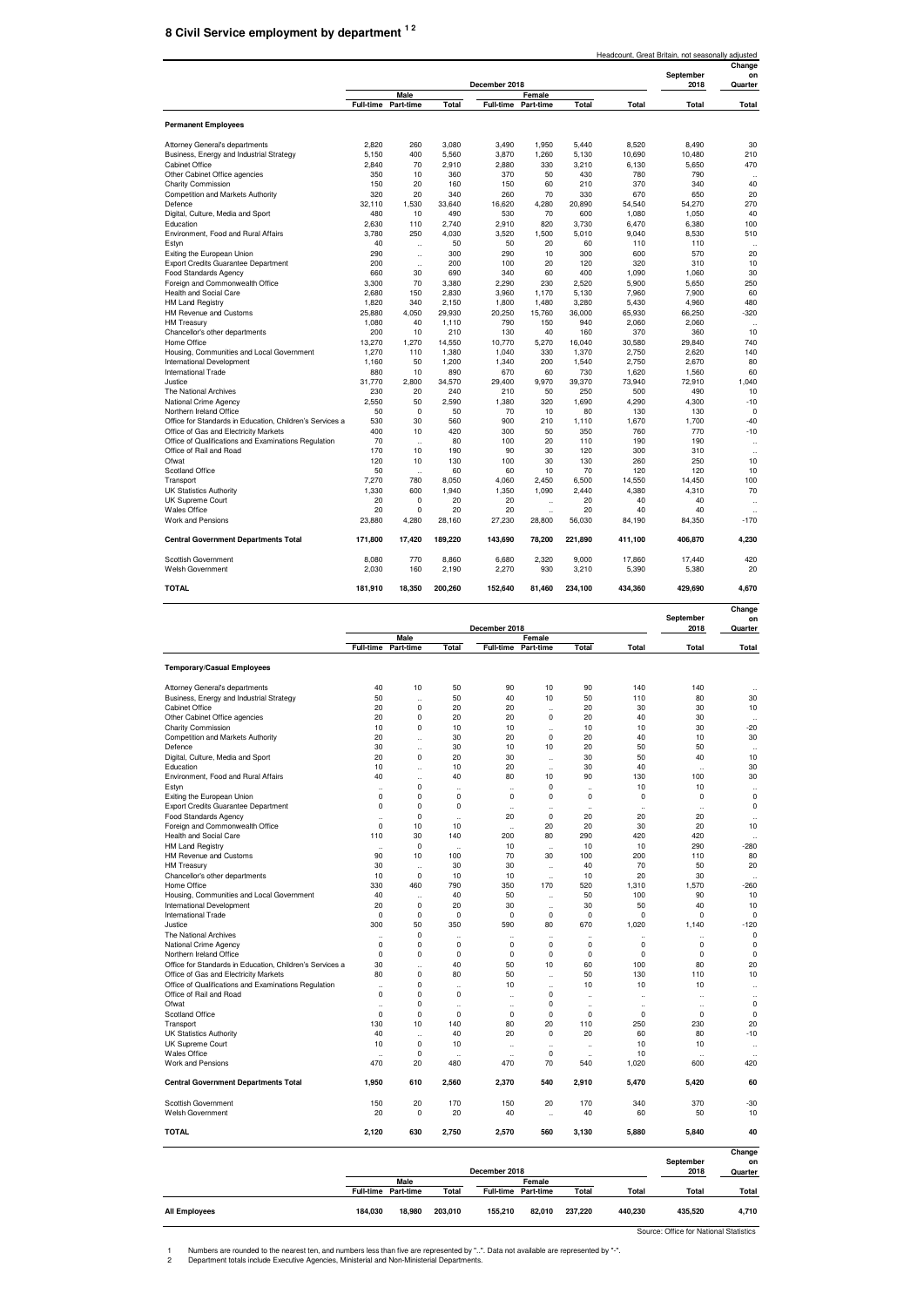# 8 Civil Service employment by department [1 2]

Headcount, Great Britain, not seasonally adjusted

| | December 2018 | | | | | | | September 2018 | Change on Quarter |
|---|---|---|---|---|---|---|---|---|---|
| | Male | | | Female | | | | | |
| | Full-time | Part-time | Total | Full-time | Part-time | Total | Total | Total | Total |
| **Permanent Employees** | | | | | | | | | |
| Attorney General's departments | 2,820 | 260 | 3,080 | 3,490 | 1,950 | 5,440 | 8,520 | 8,490 | 30 |
| Business, Energy and Industrial Strategy | 5,150 | 400 | 5,560 | 3,870 | 1,260 | 5,130 | 10,690 | 10,480 | 210 |
| Cabinet Office | 2,840 | 70 | 2,910 | 2,880 | 330 | 3,210 | 6,130 | 5,650 | 470 |
| Other Cabinet Office agencies | 350 | 10 | 360 | 370 | 50 | 430 | 780 | 790 | .. |
| Charity Commission | 150 | 20 | 160 | 150 | 60 | 210 | 370 | 340 | 40 |
| Competition and Markets Authority | 320 | 20 | 340 | 260 | 70 | 330 | 670 | 650 | 20 |
| Defence | 32,110 | 1,530 | 33,640 | 16,620 | 4,280 | 20,890 | 54,540 | 54,270 | 270 |
| Digital, Culture, Media and Sport | 480 | 10 | 490 | 530 | 70 | 600 | 1,080 | 1,050 | 40 |
| Education | 2,630 | 110 | 2,740 | 2,910 | 820 | 3,730 | 6,470 | 6,380 | 100 |
| Environment, Food and Rural Affairs | 3,780 | 250 | 4,030 | 3,520 | 1,500 | 5,010 | 9,040 | 8,530 | 510 |
| Estyn | 40 | .. | 50 | 50 | 20 | 60 | 110 | 110 | .. |
| Exiting the European Union | 290 | .. | 300 | 290 | 10 | 300 | 600 | 570 | 20 |
| Export Credits Guarantee Department | 200 | .. | 200 | 100 | 20 | 120 | 320 | 310 | 10 |
| Food Standards Agency | 660 | 30 | 690 | 340 | 60 | 400 | 1,090 | 1,060 | 30 |
| Foreign and Commonwealth Office | 3,300 | 70 | 3,380 | 2,290 | 230 | 2,520 | 5,900 | 5,650 | 250 |
| Health and Social Care | 2,680 | 150 | 2,830 | 3,960 | 1,170 | 5,130 | 7,960 | 7,900 | 60 |
| HM Land Registry | 1,820 | 340 | 2,150 | 1,800 | 1,480 | 3,280 | 5,430 | 4,960 | 480 |
| HM Revenue and Customs | 25,880 | 4,050 | 29,930 | 20,250 | 15,760 | 36,000 | 65,930 | 66,250 | -320 |
| HM Treasury | 1,080 | 40 | 1,110 | 790 | 150 | 940 | 2,060 | 2,060 | .. |
| Chancellor's other departments | 200 | 10 | 210 | 130 | 40 | 160 | 370 | 360 | 10 |
| Home Office | 13,270 | 1,270 | 14,550 | 10,770 | 5,270 | 16,040 | 30,580 | 29,840 | 740 |
| Housing, Communities and Local Government | 1,270 | 110 | 1,380 | 1,040 | 330 | 1,370 | 2,750 | 2,620 | 140 |
| International Development | 1,160 | 50 | 1,200 | 1,340 | 200 | 1,540 | 2,750 | 2,670 | 80 |
| International Trade | 880 | 10 | 890 | 670 | 60 | 730 | 1,620 | 1,560 | 60 |
| Justice | 31,770 | 2,800 | 34,570 | 29,400 | 9,970 | 39,370 | 73,940 | 72,910 | 1,040 |
| The National Archives | 230 | 20 | 240 | 210 | 50 | 250 | 500 | 490 | 10 |
| National Crime Agency | 2,550 | 50 | 2,590 | 1,380 | 320 | 1,690 | 4,290 | 4,300 | -10 |
| Northern Ireland Office | 50 | 0 | 50 | 70 | 10 | 80 | 130 | 130 | 0 |
| Office for Standards in Education, Children's Services a | 530 | 30 | 560 | 900 | 210 | 1,110 | 1,670 | 1,700 | -40 |
| Office of Gas and Electricity Markets | 400 | 10 | 420 | 300 | 50 | 350 | 760 | 770 | -10 |
| Office of Qualifications and Examinations Regulation | 70 | .. | 80 | 100 | 20 | 110 | 190 | 190 | .. |
| Office of Rail and Road | 170 | 10 | 190 | 90 | 30 | 120 | 300 | 310 | .. |
| Ofwat | 120 | 10 | 130 | 100 | 30 | 130 | 260 | 250 | 10 |
| Scotland Office | 50 | .. | 60 | 60 | 10 | 70 | 120 | 120 | 10 |
| Transport | 7,270 | 780 | 8,050 | 4,060 | 2,450 | 6,500 | 14,550 | 14,450 | 100 |
| UK Statistics Authority | 1,330 | 600 | 1,940 | 1,350 | 1,090 | 2,440 | 4,380 | 4,310 | 70 |
| UK Supreme Court | 20 | 0 | 20 | 20 | .. | 20 | 40 | 40 | .. |
| Wales Office | 20 | 0 | 20 | 20 | .. | 20 | 40 | 40 | .. |
| Work and Pensions | 23,880 | 4,280 | 28,160 | 27,230 | 28,800 | 56,030 | 84,190 | 84,350 | -170 |
| **Central Government Departments Total** | **171,800** | **17,420** | **189,220** | **143,690** | **78,200** | **221,890** | **411,100** | **406,870** | **4,230** |
| Scottish Government | 8,080 | 770 | 8,860 | 6,680 | 2,320 | 9,000 | 17,860 | 17,440 | 420 |
| Welsh Government | 2,030 | 160 | 2,190 | 2,270 | 930 | 3,210 | 5,390 | 5,380 | 20 |
| **TOTAL** | **181,910** | **18,350** | **200,260** | **152,640** | **81,460** | **234,100** | **434,360** | **429,690** | **4,670** |

| | December 2018 | | | | | | | September 2018 | Change on Quarter |
|---|---|---|---|---|---|---|---|---|---|
| | Male | | | Female | | | | | |
| | Full-time | Part-time | Total | Full-time | Part-time | Total | Total | Total | Total |
| **Temporary/Casual Employees** | | | | | | | | | |
| Attorney General's departments | 40 | 10 | 50 | 90 | 10 | 90 | 140 | 140 | .. |
| Business, Energy and Industrial Strategy | 50 | .. | 50 | 40 | 10 | 50 | 110 | 80 | 30 |
| Cabinet Office | 20 | 0 | 20 | 20 | .. | 20 | 30 | 30 | 10 |
| Other Cabinet Office agencies | 20 | 0 | 20 | 20 | 0 | 20 | 40 | 30 | .. |
| Charity Commission | 10 | 0 | 10 | 10 | .. | 10 | 10 | 30 | -20 |
| Competition and Markets Authority | 20 | .. | 30 | 20 | 0 | 20 | 40 | 10 | 30 |
| Defence | 30 | .. | 30 | 10 | 10 | 20 | 50 | 50 | .. |
| Digital, Culture, Media and Sport | 20 | 0 | 20 | 30 | .. | 30 | 50 | 40 | 10 |
| Education | 10 | .. | 10 | 20 | .. | 30 | 40 | .. | 30 |
| Environment, Food and Rural Affairs | 40 | .. | 40 | 80 | 10 | 90 | 130 | 100 | 30 |
| Estyn | .. | 0 | .. | .. | 0 | .. | 10 | 10 | .. |
| Exiting the European Union | 0 | 0 | 0 | 0 | 0 | 0 | 0 | 0 | 0 |
| Export Credits Guarantee Department | 0 | 0 | 0 | .. | .. | .. | .. | .. | 0 |
| Food Standards Agency | .. | 0 | .. | 20 | 0 | 20 | 20 | 20 | .. |
| Foreign and Commonwealth Office | 0 | 10 | 10 | .. | 20 | 20 | 30 | 20 | 10 |
| Health and Social Care | 110 | 30 | 140 | 200 | 80 | 290 | 420 | 420 | .. |
| HM Land Registry | .. | 0 | .. | 10 | .. | 10 | 10 | 290 | -280 |
| HM Revenue and Customs | 90 | 10 | 100 | 70 | 30 | 100 | 200 | 110 | 80 |
| HM Treasury | 30 | .. | 30 | 30 | .. | 40 | 70 | 50 | 20 |
| Chancellor's other departments | 10 | 0 | 10 | 10 | .. | 10 | 20 | 30 | .. |
| Home Office | 330 | 460 | 790 | 350 | 170 | 520 | 1,310 | 1,570 | -260 |
| Housing, Communities and Local Government | 40 | .. | 40 | 50 | .. | 50 | 100 | 90 | 10 |
| International Development | 20 | 0 | 20 | 30 | .. | 30 | 50 | 40 | 10 |
| International Trade | 0 | 0 | 0 | 0 | 0 | 0 | 0 | 0 | 0 |
| Justice | 300 | 50 | 350 | 590 | 80 | 670 | 1,020 | 1,140 | -120 |
| The National Archives | .. | 0 | .. | .. | .. | .. | .. | .. | 0 |
| National Crime Agency | 0 | 0 | 0 | 0 | 0 | 0 | 0 | 0 | 0 |
| Northern Ireland Office | 0 | 0 | 0 | 0 | 0 | 0 | 0 | 0 | 0 |
| Office for Standards in Education, Children's Services a | 30 | .. | 40 | 50 | 10 | 60 | 100 | 80 | 20 |
| Office of Gas and Electricity Markets | 80 | 0 | 80 | 50 | .. | 50 | 130 | 110 | 10 |
| Office of Qualifications and Examinations Regulation | .. | 0 | .. | 10 | .. | 10 | 10 | 10 | .. |
| Office of Rail and Road | 0 | 0 | 0 | .. | 0 | .. | .. | .. | .. |
| Ofwat | .. | 0 | .. | .. | 0 | .. | .. | .. | 0 |
| Scotland Office | 0 | 0 | 0 | 0 | 0 | 0 | 0 | 0 | 0 |
| Transport | 130 | 10 | 140 | 80 | 20 | 110 | 250 | 230 | 20 |
| UK Statistics Authority | 40 | .. | 40 | 20 | 0 | 20 | 60 | 80 | -10 |
| UK Supreme Court | 10 | 0 | 10 | .. | .. | .. | 10 | 10 | .. |
| Wales Office | .. | 0 | .. | .. | 0 | .. | 10 | .. | .. |
| Work and Pensions | 470 | 20 | 480 | 470 | 70 | 540 | 1,020 | 600 | 420 |
| **Central Government Departments Total** | **1,950** | **610** | **2,560** | **2,370** | **540** | **2,910** | **5,470** | **5,420** | **60** |
| Scottish Government | 150 | 20 | 170 | 150 | 20 | 170 | 340 | 370 | -30 |
| Welsh Government | 20 | 0 | 20 | 40 | .. | 40 | 60 | 50 | 10 |
| **TOTAL** | **2,120** | **630** | **2,750** | **2,570** | **560** | **3,130** | **5,880** | **5,840** | **40** |

| | December 2018 | | | | | | | September 2018 | Change on Quarter |
|---|---|---|---|---|---|---|---|---|---|
| | Male | | | Female | | | | | |
| | Full-time | Part-time | Total | Full-time | Part-time | Total | Total | Total | Total |
| **All Employees** | **184,030** | **18,980** | **203,010** | **155,210** | **82,010** | **237,220** | **440,230** | **435,520** | **4,710** |

Source: Office for National Statistics

1 Numbers are rounded to the nearest ten, and numbers less than five are represented by "..". Data not available are represented by "-".
2 Department totals include Executive Agencies, Ministerial and Non-Ministerial Departments.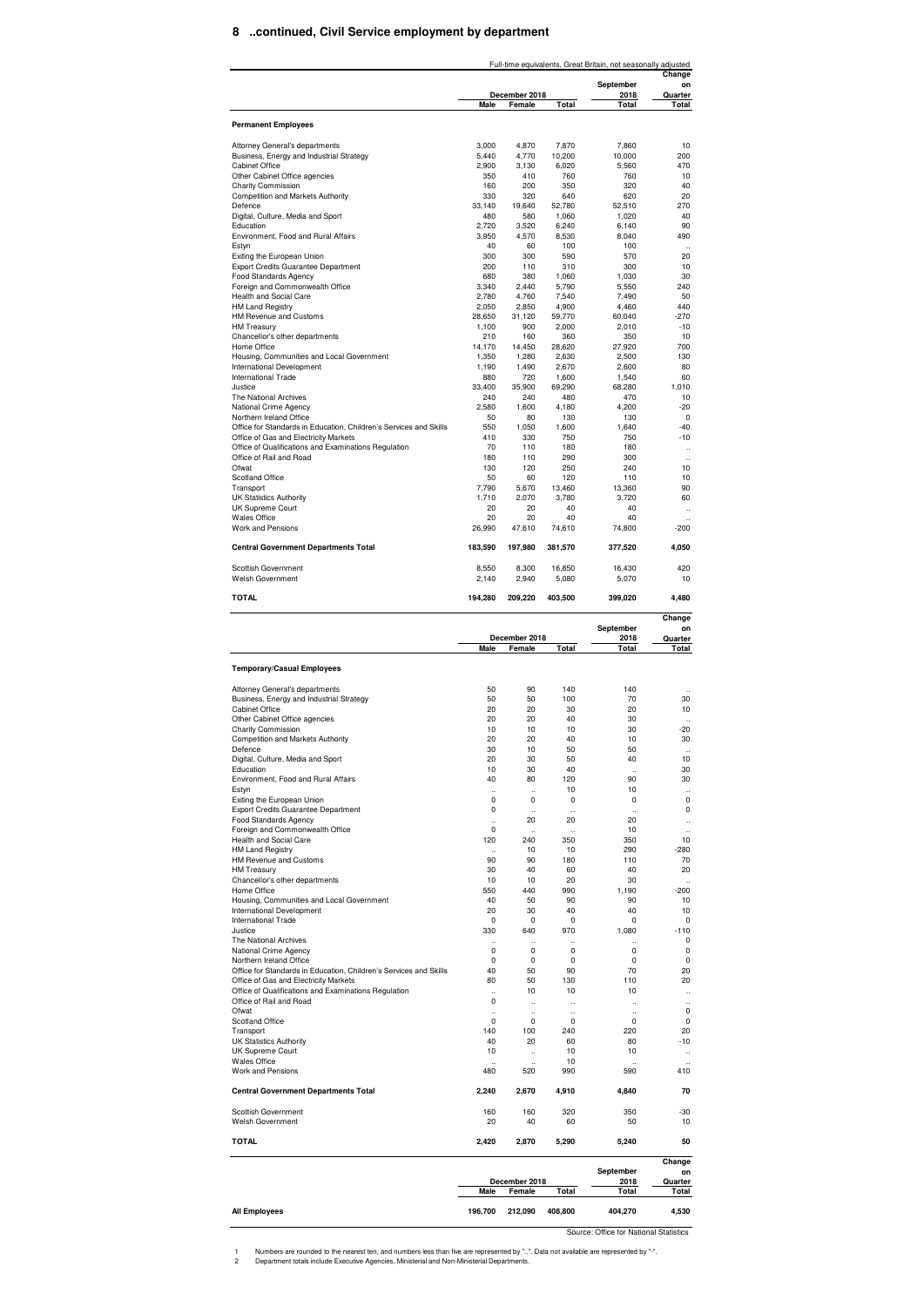## 8 ..continued, Civil Service employment by department

Full-time equivalents, Great Britain, not seasonally adjusted

| | December 2018 | | | September 2018 | Change on Quarter |
|---|---|---|---|---|---|
| | Male | Female | Total | Total | Total |
| **Permanent Employees** | | | | | |
| Attorney General's departments | 3,000 | 4,870 | 7,870 | 7,860 | 10 |
| Business, Energy and Industrial Strategy | 5,440 | 4,770 | 10,200 | 10,000 | 200 |
| Cabinet Office | 2,900 | 3,130 | 6,020 | 5,560 | 470 |
| Other Cabinet Office agencies | 350 | 410 | 760 | 760 | 10 |
| Charity Commission | 160 | 200 | 350 | 320 | 40 |
| Competition and Markets Authority | 330 | 320 | 640 | 620 | 20 |
| Defence | 33,140 | 19,640 | 52,780 | 52,510 | 270 |
| Digital, Culture, Media and Sport | 480 | 580 | 1,060 | 1,020 | 40 |
| Education | 2,720 | 3,520 | 6,240 | 6,140 | 90 |
| Environment, Food and Rural Affairs | 3,950 | 4,570 | 8,530 | 8,040 | 490 |
| Estyn | 40 | 60 | 100 | 100 | .. |
| Exiting the European Union | 300 | 300 | 590 | 570 | 20 |
| Export Credits Guarantee Department | 200 | 110 | 310 | 300 | 10 |
| Food Standards Agency | 680 | 380 | 1,060 | 1,030 | 30 |
| Foreign and Commonwealth Office | 3,340 | 2,440 | 5,790 | 5,550 | 240 |
| Health and Social Care | 2,780 | 4,760 | 7,540 | 7,490 | 50 |
| HM Land Registry | 2,050 | 2,850 | 4,900 | 4,460 | 440 |
| HM Revenue and Customs | 28,650 | 31,120 | 59,770 | 60,040 | -270 |
| HM Treasury | 1,100 | 900 | 2,000 | 2,010 | -10 |
| Chancellor's other departments | 210 | 160 | 360 | 350 | 10 |
| Home Office | 14,170 | 14,450 | 28,620 | 27,920 | 700 |
| Housing, Communities and Local Government | 1,350 | 1,280 | 2,630 | 2,500 | 130 |
| International Development | 1,190 | 1,490 | 2,670 | 2,600 | 80 |
| International Trade | 880 | 720 | 1,600 | 1,540 | 60 |
| Justice | 33,400 | 35,900 | 69,290 | 68,280 | 1,010 |
| The National Archives | 240 | 240 | 480 | 470 | 10 |
| National Crime Agency | 2,580 | 1,600 | 4,180 | 4,200 | -20 |
| Northern Ireland Office | 50 | 80 | 130 | 130 | 0 |
| Office for Standards in Education, Children's Services and Skills | 550 | 1,050 | 1,600 | 1,640 | -40 |
| Office of Gas and Electricity Markets | 410 | 330 | 750 | 750 | -10 |
| Office of Qualifications and Examinations Regulation | 70 | 110 | 180 | 180 | .. |
| Office of Rail and Road | 180 | 110 | 290 | 300 | .. |
| Ofwat | 130 | 120 | 250 | 240 | 10 |
| Scotland Office | 50 | 60 | 120 | 110 | 10 |
| Transport | 7,790 | 5,670 | 13,460 | 13,360 | 90 |
| UK Statistics Authority | 1,710 | 2,070 | 3,780 | 3,720 | 60 |
| UK Supreme Court | 20 | 20 | 40 | 40 | .. |
| Wales Office | 20 | 20 | 40 | 40 | .. |
| Work and Pensions | 26,990 | 47,610 | 74,610 | 74,800 | -200 |
| **Central Government Departments Total** | **183,590** | **197,980** | **381,570** | **377,520** | **4,050** |
| Scottish Government | 8,550 | 8,300 | 16,850 | 16,430 | 420 |
| Welsh Government | 2,140 | 2,940 | 5,080 | 5,070 | 10 |
| **TOTAL** | **194,280** | **209,220** | **403,500** | **399,020** | **4,480** |

| | December 2018 | | | September 2018 | Change on Quarter |
|---|---|---|---|---|---|
| | Male | Female | Total | Total | Total |
| **Temporary/Casual Employees** | | | | | |
| Attorney General's departments | 50 | 90 | 140 | 140 | .. |
| Business, Energy and Industrial Strategy | 50 | 50 | 100 | 70 | 30 |
| Cabinet Office | 20 | 20 | 30 | 20 | 10 |
| Other Cabinet Office agencies | 20 | 20 | 40 | 30 | .. |
| Charity Commission | 10 | 10 | 10 | 30 | -20 |
| Competition and Markets Authority | 20 | 20 | 40 | 10 | 30 |
| Defence | 30 | 10 | 50 | 50 | .. |
| Digital, Culture, Media and Sport | 20 | 30 | 50 | 40 | 10 |
| Education | 10 | 30 | 40 | .. | 30 |
| Environment, Food and Rural Affairs | 40 | 80 | 120 | 90 | 30 |
| Estyn | .. | .. | 10 | 10 | .. |
| Exiting the European Union | 0 | 0 | 0 | 0 | 0 |
| Export Credits Guarantee Department | 0 | .. | .. | .. | 0 |
| Food Standards Agency | .. | 20 | 20 | 20 | .. |
| Foreign and Commonwealth Office | 0 | .. | .. | 10 | .. |
| Health and Social Care | 120 | 240 | 350 | 350 | 10 |
| HM Land Registry | .. | 10 | 10 | 290 | -280 |
| HM Revenue and Customs | 90 | 90 | 180 | 110 | 70 |
| HM Treasury | 30 | 40 | 60 | 40 | 20 |
| Chancellor's other departments | 10 | 10 | 20 | 30 | .. |
| Home Office | 550 | 440 | 990 | 1,190 | -200 |
| Housing, Communities and Local Government | 40 | 50 | 90 | 90 | 10 |
| International Development | 20 | 30 | 40 | 40 | 10 |
| International Trade | 0 | 0 | 0 | 0 | 0 |
| Justice | 330 | 640 | 970 | 1,080 | -110 |
| The National Archives | .. | .. | .. | .. | 0 |
| National Crime Agency | 0 | 0 | 0 | 0 | 0 |
| Northern Ireland Office | 0 | 0 | 0 | 0 | 0 |
| Office for Standards in Education, Children's Services and Skills | 40 | 50 | 90 | 70 | 20 |
| Office of Gas and Electricity Markets | 80 | 50 | 130 | 110 | 20 |
| Office of Qualifications and Examinations Regulation | .. | 10 | 10 | 10 | .. |
| Office of Rail and Road | 0 | .. | .. | .. | .. |
| Ofwat | .. | .. | .. | .. | 0 |
| Scotland Office | 0 | 0 | 0 | 0 | 0 |
| Transport | 140 | 100 | 240 | 220 | 20 |
| UK Statistics Authority | 40 | 20 | 60 | 80 | -10 |
| UK Supreme Court | 10 | .. | 10 | 10 | .. |
| Wales Office | .. | .. | 10 | .. | .. |
| Work and Pensions | 480 | 520 | 990 | 590 | 410 |
| **Central Government Departments Total** | **2,240** | **2,670** | **4,910** | **4,840** | **70** |
| Scottish Government | 160 | 160 | 320 | 350 | -30 |
| Welsh Government | 20 | 40 | 60 | 50 | 10 |
| **TOTAL** | **2,420** | **2,870** | **5,290** | **5,240** | **50** |

| | December 2018 | | | September 2018 | Change on Quarter |
|---|---|---|---|---|---|
| | Male | Female | Total | Total | Total |
| **All Employees** | **196,700** | **212,090** | **408,800** | **404,270** | **4,530** |

Source: Office for National Statistics

1 Numbers are rounded to the nearest ten, and numbers less than five are represented by "..". Data not available are represented by "-".
2 Department totals include Executive Agencies, Ministerial and Non-Ministerial Departments.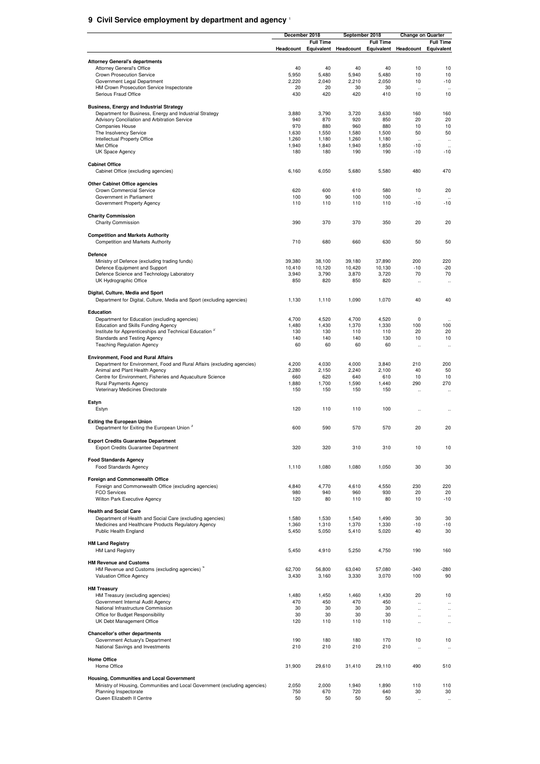## 9 Civil Service employment by department and agency [1]

| | December 2018 | | September 2018 | | Change on Quarter | |
|---|---|---|---|---|---|---|
| | Headcount | Full Time Equivalent | Headcount | Full Time Equivalent | Headcount | Full Time Equivalent |
| **Attorney General's departments** | | | | | | |
| Attorney General's Office | 40 | 40 | 40 | 40 | 10 | 10 |
| Crown Prosecution Service | 5,950 | 5,480 | 5,940 | 5,480 | 10 | 10 |
| Government Legal Department | 2,220 | 2,040 | 2,210 | 2,050 | 10 | -10 |
| HM Crown Prosecution Service Inspectorate | 20 | 20 | 30 | 30 | .. | .. |
| Serious Fraud Office | 430 | 420 | 420 | 410 | 10 | 10 |
| **Business, Energy and Industrial Strategy** | | | | | | |
| Department for Business, Energy and Industrial Strategy | 3,880 | 3,790 | 3,720 | 3,630 | 160 | 160 |
| Advisory Conciliation and Arbitration Service | 940 | 870 | 920 | 850 | 20 | 20 |
| Companies House | 970 | 880 | 960 | 880 | 10 | 10 |
| The Insolvency Service | 1,630 | 1,550 | 1,580 | 1,500 | 50 | 50 |
| Intellectual Property Office | 1,260 | 1,180 | 1,260 | 1,180 | .. | .. |
| Met Office | 1,940 | 1,840 | 1,940 | 1,850 | -10 | .. |
| UK Space Agency | 180 | 180 | 190 | 190 | -10 | -10 |
| **Cabinet Office** | | | | | | |
| Cabinet Office (excluding agencies) | 6,160 | 6,050 | 5,680 | 5,580 | 480 | 470 |
| **Other Cabinet Office agencies** | | | | | | |
| Crown Commercial Service | 620 | 600 | 610 | 580 | 10 | 20 |
| Government in Parliament | 100 | 90 | 100 | 100 | .. | .. |
| Government Property Agency | 110 | 110 | 110 | 110 | -10 | -10 |
| **Charity Commission** | | | | | | |
| Charity Commission | 390 | 370 | 370 | 350 | 20 | 20 |
| **Competition and Markets Authority** | | | | | | |
| Competition and Markets Authority | 710 | 680 | 660 | 630 | 50 | 50 |
| **Defence** | | | | | | |
| Ministry of Defence (excluding trading funds) | 39,380 | 38,100 | 39,180 | 37,890 | 200 | 220 |
| Defence Equipment and Support | 10,410 | 10,120 | 10,420 | 10,130 | -10 | -20 |
| Defence Science and Technology Laboratory | 3,940 | 3,790 | 3,870 | 3,720 | 70 | 70 |
| UK Hydrographic Office | 850 | 820 | 850 | 820 | .. | .. |
| **Digital, Culture, Media and Sport** | | | | | | |
| Department for Digital, Culture, Media and Sport (excluding agencies) | 1,130 | 1,110 | 1,090 | 1,070 | 40 | 40 |
| **Education** | | | | | | |
| Department for Education (excluding agencies) | 4,700 | 4,520 | 4,700 | 4,520 | 0 | .. |
| Education and Skills Funding Agency | 1,480 | 1,430 | 1,370 | 1,330 | 100 | 100 |
| Institute for Apprenticeships and Technical Education [2] | 130 | 130 | 110 | 110 | 20 | 20 |
| Standards and Testing Agency | 140 | 140 | 140 | 130 | 10 | 10 |
| Teaching Regulation Agency | 60 | 60 | 60 | 60 | .. | .. |
| **Environment, Food and Rural Affairs** | | | | | | |
| Department for Environment, Food and Rural Affairs (excluding agencies) | 4,200 | 4,030 | 4,000 | 3,840 | 210 | 200 |
| Animal and Plant Health Agency | 2,280 | 2,150 | 2,240 | 2,100 | 40 | 50 |
| Centre for Environment, Fisheries and Aquaculture Science | 660 | 620 | 640 | 610 | 10 | 10 |
| Rural Payments Agency | 1,880 | 1,700 | 1,590 | 1,440 | 290 | 270 |
| Veterinary Medicines Directorate | 150 | 150 | 150 | 150 | .. | .. |
| **Estyn** | | | | | | |
| Estyn | 120 | 110 | 110 | 100 | .. | .. |
| **Exiting the European Union** | | | | | | |
| Department for Exiting the European Union [3] | 600 | 590 | 570 | 570 | 20 | 20 |
| **Export Credits Guarantee Department** | | | | | | |
| Export Credits Guarantee Department | 320 | 320 | 310 | 310 | 10 | 10 |
| **Food Standards Agency** | | | | | | |
| Food Standards Agency | 1,110 | 1,080 | 1,080 | 1,050 | 30 | 30 |
| **Foreign and Commonwealth Office** | | | | | | |
| Foreign and Commonwealth Office (excluding agencies) | 4,840 | 4,770 | 4,610 | 4,550 | 230 | 220 |
| FCO Services | 980 | 940 | 960 | 930 | 20 | 20 |
| Wilton Park Executive Agency | 120 | 80 | 110 | 80 | 10 | -10 |
| **Health and Social Care** | | | | | | |
| Department of Health and Social Care (excluding agencies) | 1,580 | 1,530 | 1,540 | 1,490 | 30 | 30 |
| Medicines and Healthcare Products Regulatory Agency | 1,360 | 1,310 | 1,370 | 1,330 | -10 | -10 |
| Public Health England | 5,450 | 5,050 | 5,410 | 5,020 | 40 | 30 |
| **HM Land Registry** | | | | | | |
| HM Land Registry | 5,450 | 4,910 | 5,250 | 4,750 | 190 | 160 |
| **HM Revenue and Customs** | | | | | | |
| HM Revenue and Customs (excluding agencies) [4] | 62,700 | 56,800 | 63,040 | 57,080 | -340 | -280 |
| Valuation Office Agency | 3,430 | 3,160 | 3,330 | 3,070 | 100 | 90 |
| **HM Treasury** | | | | | | |
| HM Treasury (excluding agencies) | 1,480 | 1,450 | 1,460 | 1,430 | 20 | 10 |
| Government Internal Audit Agency | 470 | 450 | 470 | 450 | .. | .. |
| National Infrastructure Commission | 30 | 30 | 30 | 30 | .. | .. |
| Office for Budget Responsibility | 30 | 30 | 30 | 30 | .. | .. |
| UK Debt Management Office | 120 | 110 | 110 | 110 | .. | .. |
| **Chancellor's other departments** | | | | | | |
| Government Actuary's Department | 190 | 180 | 180 | 170 | 10 | 10 |
| National Savings and Investments | 210 | 210 | 210 | 210 | .. | .. |
| **Home Office** | | | | | | |
| Home Office | 31,900 | 29,610 | 31,410 | 29,110 | 490 | 510 |
| **Housing, Communities and Local Government** | | | | | | |
| Ministry of Housing, Communities and Local Government (excluding agencies) | 2,050 | 2,000 | 1,940 | 1,890 | 110 | 110 |
| Planning Inspectorate | 750 | 670 | 720 | 640 | 30 | 30 |
| Queen Elizabeth II Centre | 50 | 50 | 50 | 50 | .. | .. |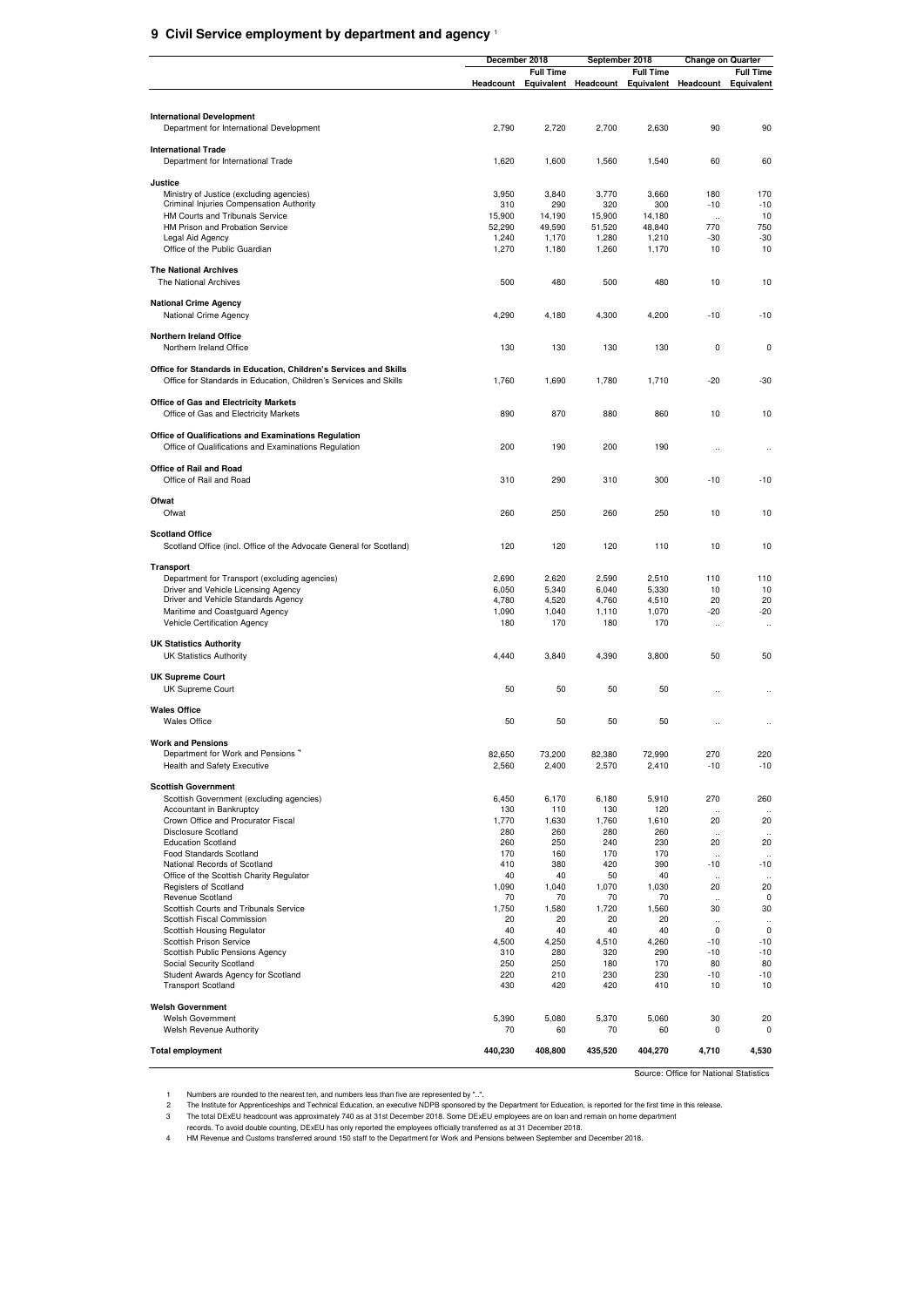## 9 Civil Service employment by department and agency [1]

| | December 2018 | | September 2018 | | Change on Quarter | |
|---|---|---|---|---|---|---|
| | Headcount | Full Time Equivalent | Headcount | Full Time Equivalent | Headcount | Full Time Equivalent |
| **International Development** | | | | | | |
| Department for International Development | 2,790 | 2,720 | 2,700 | 2,630 | 90 | 90 |
| **International Trade** | | | | | | |
| Department for International Trade | 1,620 | 1,600 | 1,560 | 1,540 | 60 | 60 |
| **Justice** | | | | | | |
| Ministry of Justice (excluding agencies) | 3,950 | 3,840 | 3,770 | 3,660 | 180 | 170 |
| Criminal Injuries Compensation Authority | 310 | 290 | 320 | 300 | -10 | -10 |
| HM Courts and Tribunals Service | 15,900 | 14,190 | 15,900 | 14,180 | .. | 10 |
| HM Prison and Probation Service | 52,290 | 49,590 | 51,520 | 48,840 | 770 | 750 |
| Legal Aid Agency | 1,240 | 1,170 | 1,280 | 1,210 | -30 | -30 |
| Office of the Public Guardian | 1,270 | 1,180 | 1,260 | 1,170 | 10 | 10 |
| **The National Archives** | | | | | | |
| The National Archives | 500 | 480 | 500 | 480 | 10 | 10 |
| **National Crime Agency** | | | | | | |
| National Crime Agency | 4,290 | 4,180 | 4,300 | 4,200 | -10 | -10 |
| **Northern Ireland Office** | | | | | | |
| Northern Ireland Office | 130 | 130 | 130 | 130 | 0 | 0 |
| **Office for Standards in Education, Children's Services and Skills** | | | | | | |
| Office for Standards in Education, Children's Services and Skills | 1,760 | 1,690 | 1,780 | 1,710 | -20 | -30 |
| **Office of Gas and Electricity Markets** | | | | | | |
| Office of Gas and Electricity Markets | 890 | 870 | 880 | 860 | 10 | 10 |
| **Office of Qualifications and Examinations Regulation** | | | | | | |
| Office of Qualifications and Examinations Regulation | 200 | 190 | 200 | 190 | .. | .. |
| **Office of Rail and Road** | | | | | | |
| Office of Rail and Road | 310 | 290 | 310 | 300 | -10 | -10 |
| **Ofwat** | | | | | | |
| Ofwat | 260 | 250 | 260 | 250 | 10 | 10 |
| **Scotland Office** | | | | | | |
| Scotland Office (incl. Office of the Advocate General for Scotland) | 120 | 120 | 120 | 110 | 10 | 10 |
| **Transport** | | | | | | |
| Department for Transport (excluding agencies) | 2,690 | 2,620 | 2,590 | 2,510 | 110 | 110 |
| Driver and Vehicle Licensing Agency | 6,050 | 5,340 | 6,040 | 5,330 | 10 | 10 |
| Driver and Vehicle Standards Agency | 4,780 | 4,520 | 4,760 | 4,510 | 20 | 20 |
| Maritime and Coastguard Agency | 1,090 | 1,040 | 1,110 | 1,070 | -20 | -20 |
| Vehicle Certification Agency | 180 | 170 | 180 | 170 | .. | .. |
| **UK Statistics Authority** | | | | | | |
| UK Statistics Authority | 4,440 | 3,840 | 4,390 | 3,800 | 50 | 50 |
| **UK Supreme Court** | | | | | | |
| UK Supreme Court | 50 | 50 | 50 | 50 | .. | .. |
| **Wales Office** | | | | | | |
| Wales Office | 50 | 50 | 50 | 50 | .. | .. |
| **Work and Pensions** | | | | | | |
| Department for Work and Pensions [4] | 82,650 | 73,200 | 82,380 | 72,990 | 270 | 220 |
| Health and Safety Executive | 2,560 | 2,400 | 2,570 | 2,410 | -10 | -10 |
| **Scottish Government** | | | | | | |
| Scottish Government (excluding agencies) | 6,450 | 6,170 | 6,180 | 5,910 | 270 | 260 |
| Accountant in Bankruptcy | 130 | 110 | 130 | 120 | .. | .. |
| Crown Office and Procurator Fiscal | 1,770 | 1,630 | 1,760 | 1,610 | 20 | 20 |
| Disclosure Scotland | 280 | 260 | 280 | 260 | .. | .. |
| Education Scotland | 260 | 250 | 240 | 230 | 20 | 20 |
| Food Standards Scotland | 170 | 160 | 170 | 170 | .. | .. |
| National Records of Scotland | 410 | 380 | 420 | 390 | -10 | -10 |
| Office of the Scottish Charity Regulator | 40 | 40 | 50 | 40 | .. | .. |
| Registers of Scotland | 1,090 | 1,040 | 1,070 | 1,030 | 20 | 20 |
| Revenue Scotland | 70 | 70 | 70 | 70 | .. | 0 |
| Scottish Courts and Tribunals Service | 1,750 | 1,580 | 1,720 | 1,560 | 30 | 30 |
| Scottish Fiscal Commission | 20 | 20 | 20 | 20 | .. | .. |
| Scottish Housing Regulator | 40 | 40 | 40 | 40 | 0 | 0 |
| Scottish Prison Service | 4,500 | 4,250 | 4,510 | 4,260 | -10 | -10 |
| Scottish Public Pensions Agency | 310 | 280 | 320 | 290 | -10 | -10 |
| Social Security Scotland | 250 | 250 | 180 | 170 | 80 | 80 |
| Student Awards Agency for Scotland | 220 | 210 | 230 | 230 | -10 | -10 |
| Transport Scotland | 430 | 420 | 420 | 410 | 10 | 10 |
| **Welsh Government** | | | | | | |
| Welsh Government | 5,390 | 5,080 | 5,370 | 5,060 | 30 | 20 |
| Welsh Revenue Authority | 70 | 60 | 70 | 60 | 0 | 0 |
| **Total employment** | **440,230** | **408,800** | **435,520** | **404,270** | **4,710** | **4,530** |

Source: Office for National Statistics

1 Numbers are rounded to the nearest ten, and numbers less than five are represented by "..".
2 The Institute for Apprenticeships and Technical Education, an executive NDPB sponsored by the Department for Education, is reported for the first time in this release.
3 The total DExEU headcount was approximately 740 as at 31st December 2018. Some DExEU employees are on loan and remain on home department records. To avoid double counting, DExEU has only reported the employees officially transferred as at 31 December 2018.
4 HM Revenue and Customs transferred around 150 staff to the Department for Work and Pensions between September and December 2018.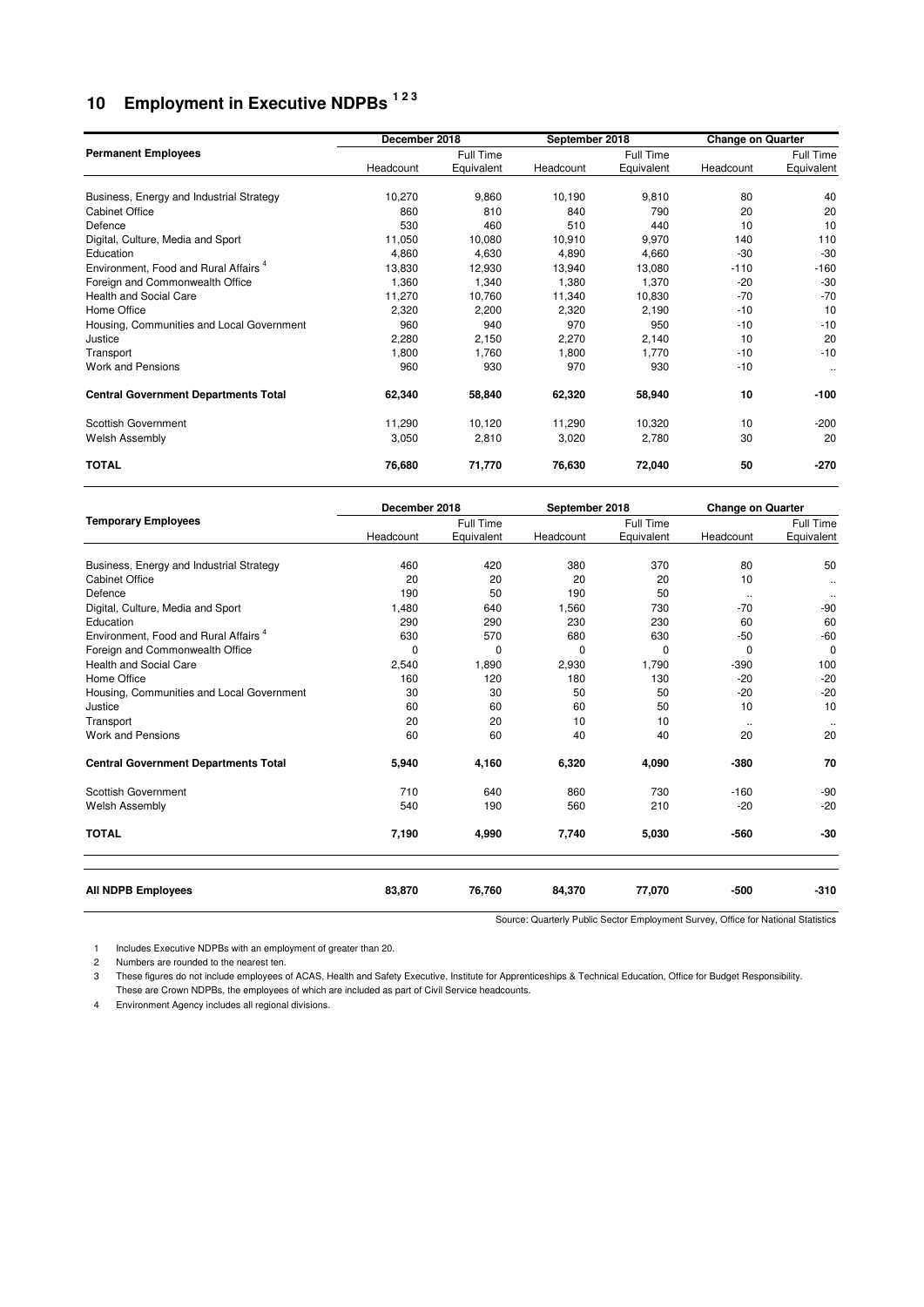## 10 Employment in Executive NDPBs [1 2 3]

| Permanent Employees | December 2018 | | September 2018 | | Change on Quarter | |
|---|---|---|---|---|---|---|
| | Headcount | Full Time Equivalent | Headcount | Full Time Equivalent | Headcount | Full Time Equivalent |
| Business, Energy and Industrial Strategy | 10,270 | 9,860 | 10,190 | 9,810 | 80 | 40 |
| Cabinet Office | 860 | 810 | 840 | 790 | 20 | 20 |
| Defence | 530 | 460 | 510 | 440 | 10 | 10 |
| Digital, Culture, Media and Sport | 11,050 | 10,080 | 10,910 | 9,970 | 140 | 110 |
| Education | 4,860 | 4,630 | 4,890 | 4,660 | -30 | -30 |
| Environment, Food and Rural Affairs [4] | 13,830 | 12,930 | 13,940 | 13,080 | -110 | -160 |
| Foreign and Commonwealth Office | 1,360 | 1,340 | 1,380 | 1,370 | -20 | -30 |
| Health and Social Care | 11,270 | 10,760 | 11,340 | 10,830 | -70 | -70 |
| Home Office | 2,320 | 2,200 | 2,320 | 2,190 | -10 | 10 |
| Housing, Communities and Local Government | 960 | 940 | 970 | 950 | -10 | -10 |
| Justice | 2,280 | 2,150 | 2,270 | 2,140 | 10 | 20 |
| Transport | 1,800 | 1,760 | 1,800 | 1,770 | -10 | -10 |
| Work and Pensions | 960 | 930 | 970 | 930 | -10 | .. |
| **Central Government Departments Total** | **62,340** | **58,840** | **62,320** | **58,940** | **10** | **-100** |
| Scottish Government | 11,290 | 10,120 | 11,290 | 10,320 | 10 | -200 |
| Welsh Assembly | 3,050 | 2,810 | 3,020 | 2,780 | 30 | 20 |
| **TOTAL** | **76,680** | **71,770** | **76,630** | **72,040** | **50** | **-270** |

| Temporary Employees | December 2018 | | September 2018 | | Change on Quarter | |
|---|---|---|---|---|---|---|
| | Headcount | Full Time Equivalent | Headcount | Full Time Equivalent | Headcount | Full Time Equivalent |
| Business, Energy and Industrial Strategy | 460 | 420 | 380 | 370 | 80 | 50 |
| Cabinet Office | 20 | 20 | 20 | 20 | 10 | .. |
| Defence | 190 | 50 | 190 | 50 | .. | .. |
| Digital, Culture, Media and Sport | 1,480 | 640 | 1,560 | 730 | -70 | -90 |
| Education | 290 | 290 | 230 | 230 | 60 | 60 |
| Environment, Food and Rural Affairs [4] | 630 | 570 | 680 | 630 | -50 | -60 |
| Foreign and Commonwealth Office | 0 | 0 | 0 | 0 | 0 | 0 |
| Health and Social Care | 2,540 | 1,890 | 2,930 | 1,790 | -390 | 100 |
| Home Office | 160 | 120 | 180 | 130 | -20 | -20 |
| Housing, Communities and Local Government | 30 | 30 | 50 | 50 | -20 | -20 |
| Justice | 60 | 60 | 60 | 50 | 10 | 10 |
| Transport | 20 | 20 | 10 | 10 | .. | .. |
| Work and Pensions | 60 | 60 | 40 | 40 | 20 | 20 |
| **Central Government Departments Total** | **5,940** | **4,160** | **6,320** | **4,090** | **-380** | **70** |
| Scottish Government | 710 | 640 | 860 | 730 | -160 | -90 |
| Welsh Assembly | 540 | 190 | 560 | 210 | -20 | -20 |
| **TOTAL** | **7,190** | **4,990** | **7,740** | **5,030** | **-560** | **-30** |
| **All NDPB Employees** | **83,870** | **76,760** | **84,370** | **77,070** | **-500** | **-310** |

Source: Quarterly Public Sector Employment Survey, Office for National Statistics

1 Includes Executive NDPBs with an employment of greater than 20.

2 Numbers are rounded to the nearest ten.

3 These figures do not include employees of ACAS, Health and Safety Executive, Institute for Apprenticeships & Technical Education, Office for Budget Responsibility. These are Crown NDPBs, the employees of which are included as part of Civil Service headcounts.

4 Environment Agency includes all regional divisions.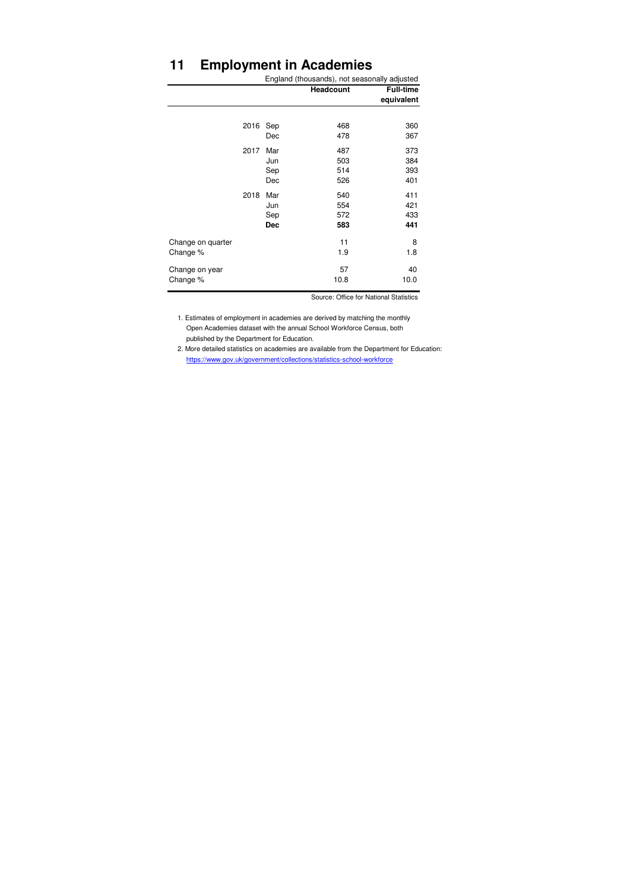# 11 Employment in Academies

England (thousands), not seasonally adjusted

| | | Headcount | Full-time equivalent |
|---|---|---|---|
| 2016 | Sep | 468 | 360 |
| | Dec | 478 | 367 |
| 2017 | Mar | 487 | 373 |
| | Jun | 503 | 384 |
| | Sep | 514 | 393 |
| | Dec | 526 | 401 |
| 2018 | Mar | 540 | 411 |
| | Jun | 554 | 421 |
| | Sep | 572 | 433 |
| | **Dec** | **583** | **441** |
| Change on quarter | | 11 | 8 |
| Change % | | 1.9 | 1.8 |
| Change on year | | 57 | 40 |
| Change % | | 10.8 | 10.0 |

Source: Office for National Statistics

1. Estimates of employment in academies are derived by matching the monthly Open Academies dataset with the annual School Workforce Census, both published by the Department for Education.
2. More detailed statistics on academies are available from the Department for Education: https://www.gov.uk/government/collections/statistics-school-workforce